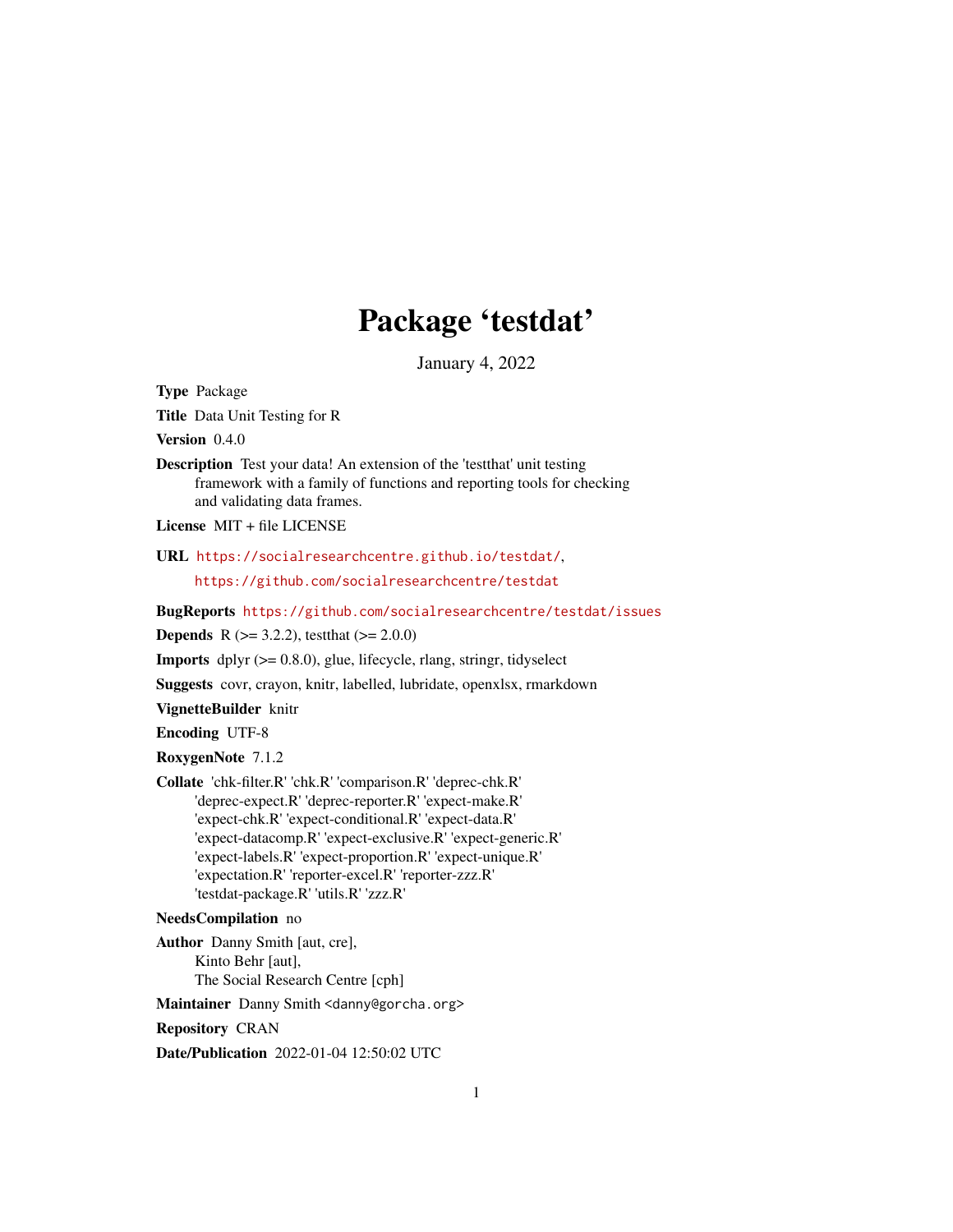# Package 'testdat'

January 4, 2022

**Type** Package

**Title** Data Unit Testing for R

**Version** 0.4.0

**Description** Test your data! An extension of the 'testthat' unit testing framework with a family of functions and reporting tools for checking and validating data frames.

**License** MIT + file LICENSE

**URL** https://socialresearchcentre.github.io/testdat/, https://github.com/socialresearchcentre/testdat

**BugReports** https://github.com/socialresearchcentre/testdat/issues

**Depends** R (>= 3.2.2), testthat (>= 2.0.0)

**Imports** dplyr (>= 0.8.0), glue, lifecycle, rlang, stringr, tidyselect

**Suggests** covr, crayon, knitr, labelled, lubridate, openxlsx, rmarkdown

**VignetteBuilder** knitr

**Encoding** UTF-8

**RoxygenNote** 7.1.2

**Collate** 'chk-filter.R' 'chk.R' 'comparison.R' 'deprec-chk.R' 'deprec-expect.R' 'deprec-reporter.R' 'expect-make.R' 'expect-chk.R' 'expect-conditional.R' 'expect-data.R' 'expect-datacomp.R' 'expect-exclusive.R' 'expect-generic.R' 'expect-labels.R' 'expect-proportion.R' 'expect-unique.R' 'expectation.R' 'reporter-excel.R' 'reporter-zzz.R' 'testdat-package.R' 'utils.R' 'zzz.R'

**NeedsCompilation** no

**Author** Danny Smith [aut, cre], Kinto Behr [aut], The Social Research Centre [cph]

**Maintainer** Danny Smith <danny@gorcha.org>

**Repository** CRAN

**Date/Publication** 2022-01-04 12:50:02 UTC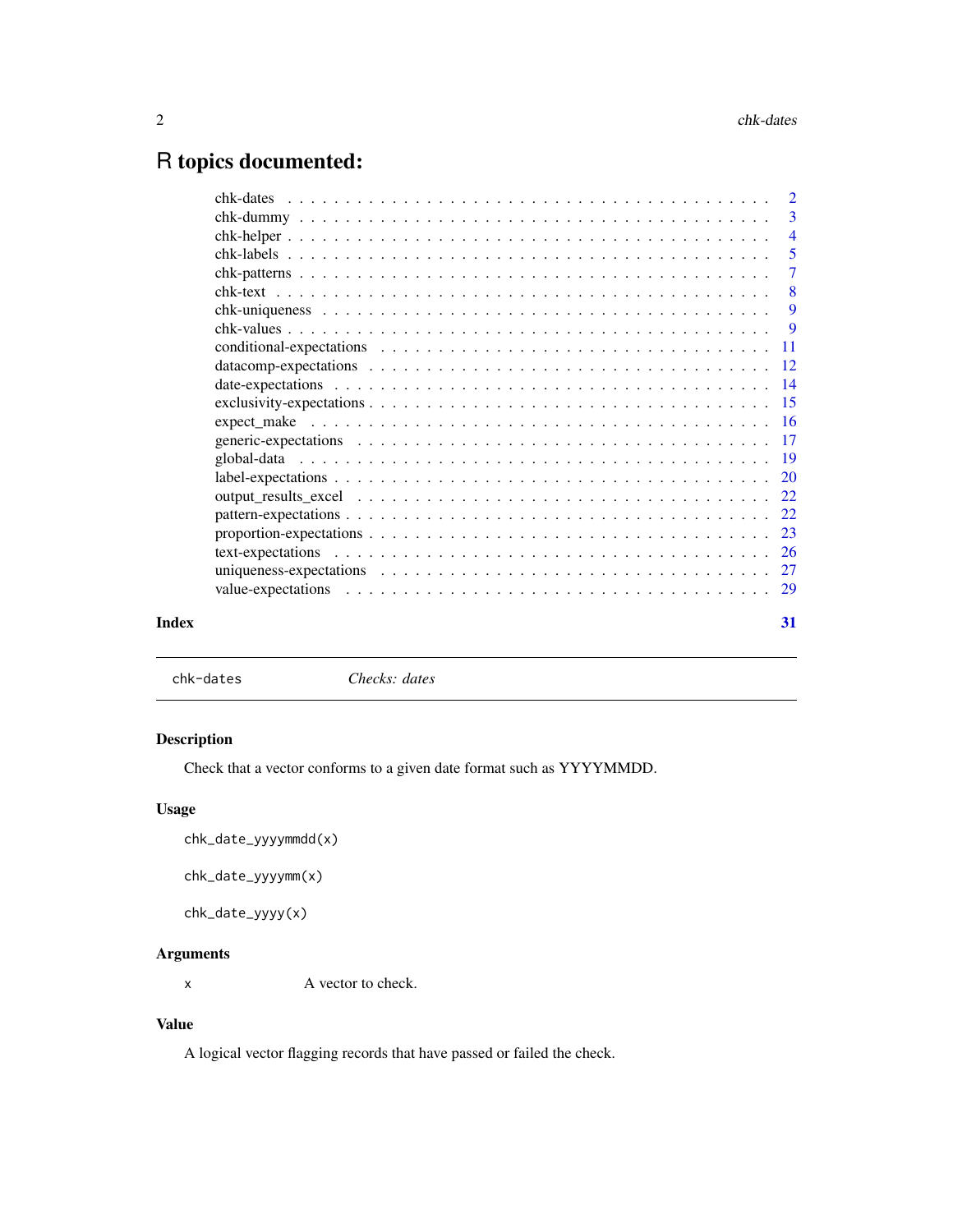# R topics documented:

- chk-dates . . . . . . . . . . . . . . . . . . . . . . . . . . . . . . . . . . . . . . . . 2
- chk-dummy . . . . . . . . . . . . . . . . . . . . . . . . . . . . . . . . . . . . . . . 3
- chk-helper . . . . . . . . . . . . . . . . . . . . . . . . . . . . . . . . . . . . . . . 4
- chk-labels . . . . . . . . . . . . . . . . . . . . . . . . . . . . . . . . . . . . . . . 5
- chk-patterns . . . . . . . . . . . . . . . . . . . . . . . . . . . . . . . . . . . . . . 7
- chk-text . . . . . . . . . . . . . . . . . . . . . . . . . . . . . . . . . . . . . . . . 8
- chk-uniqueness . . . . . . . . . . . . . . . . . . . . . . . . . . . . . . . . . . . . . 9
- chk-values . . . . . . . . . . . . . . . . . . . . . . . . . . . . . . . . . . . . . . . 9
- conditional-expectations . . . . . . . . . . . . . . . . . . . . . . . . . . . . . . . . 11
- datacomp-expectations . . . . . . . . . . . . . . . . . . . . . . . . . . . . . . . . . 12
- date-expectations . . . . . . . . . . . . . . . . . . . . . . . . . . . . . . . . . . . 14
- exclusivity-expectations . . . . . . . . . . . . . . . . . . . . . . . . . . . . . . . . 15
- expect_make . . . . . . . . . . . . . . . . . . . . . . . . . . . . . . . . . . . . . . 16
- generic-expectations . . . . . . . . . . . . . . . . . . . . . . . . . . . . . . . . . . 17
- global-data . . . . . . . . . . . . . . . . . . . . . . . . . . . . . . . . . . . . . . 19
- label-expectations . . . . . . . . . . . . . . . . . . . . . . . . . . . . . . . . . . . 20
- output_results_excel . . . . . . . . . . . . . . . . . . . . . . . . . . . . . . . . . . 22
- pattern-expectations . . . . . . . . . . . . . . . . . . . . . . . . . . . . . . . . . . 22
- proportion-expectations . . . . . . . . . . . . . . . . . . . . . . . . . . . . . . . . 23
- text-expectations . . . . . . . . . . . . . . . . . . . . . . . . . . . . . . . . . . . 26
- uniqueness-expectations . . . . . . . . . . . . . . . . . . . . . . . . . . . . . . . . 27
- value-expectations . . . . . . . . . . . . . . . . . . . . . . . . . . . . . . . . . . . 29

**Index** **31**

---

`chk-dates` *Checks: dates*

---

### Description

Check that a vector conforms to a given date format such as YYYYMMDD.

### Usage

```
chk_date_yyyymmdd(x)

chk_date_yyyymm(x)

chk_date_yyyy(x)
```

### Arguments

| | |
|---|---|
| x | A vector to check. |

### Value

A logical vector flagging records that have passed or failed the check.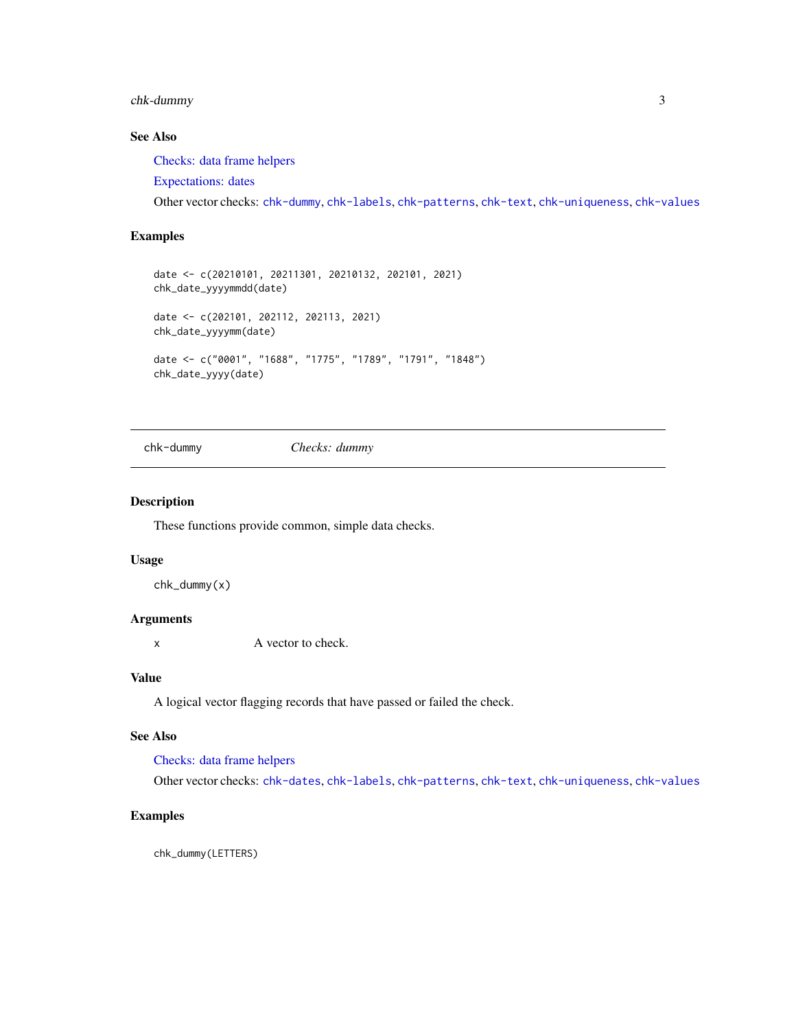## See Also

Checks: data frame helpers

Expectations: dates

Other vector checks: `chk-dummy`, `chk-labels`, `chk-patterns`, `chk-text`, `chk-uniqueness`, `chk-values`

## Examples

```
date <- c(20210101, 20211301, 20210132, 202101, 2021)
chk_date_yyyymmdd(date)

date <- c(202101, 202112, 202113, 2021)
chk_date_yyyymm(date)

date <- c("0001", "1688", "1775", "1789", "1791", "1848")
chk_date_yyyy(date)
```

---

# chk-dummy — *Checks: dummy*

---

## Description

These functions provide common, simple data checks.

## Usage

```
chk_dummy(x)
```

## Arguments

| | |
|---|---|
| x | A vector to check. |

## Value

A logical vector flagging records that have passed or failed the check.

## See Also

Checks: data frame helpers

Other vector checks: `chk-dates`, `chk-labels`, `chk-patterns`, `chk-text`, `chk-uniqueness`, `chk-values`

## Examples

```
chk_dummy(LETTERS)
```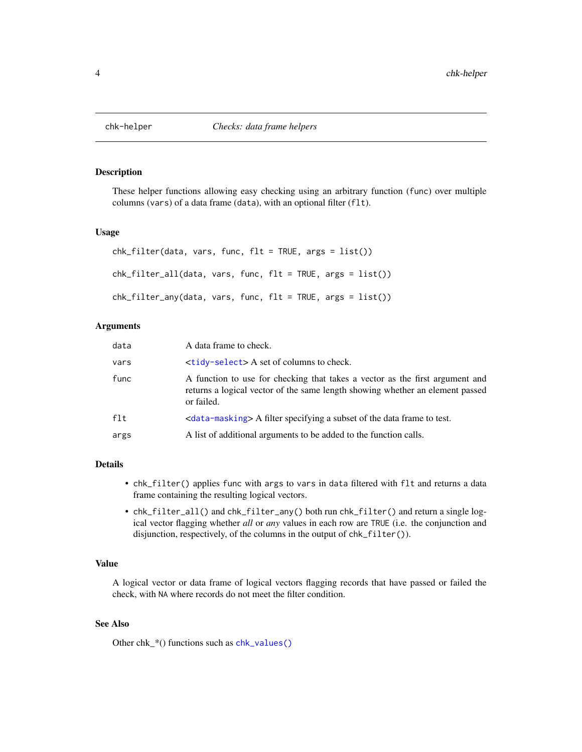# chk-helper — *Checks: data frame helpers*

## Description

These helper functions allowing easy checking using an arbitrary function (`func`) over multiple columns (`vars`) of a data frame (`data`), with an optional filter (`flt`).

## Usage

```
chk_filter(data, vars, func, flt = TRUE, args = list())

chk_filter_all(data, vars, func, flt = TRUE, args = list())

chk_filter_any(data, vars, func, flt = TRUE, args = list())
```

## Arguments

| Argument | Description |
|---|---|
| `data` | A data frame to check. |
| `vars` | <tidy-select> A set of columns to check. |
| `func` | A function to use for checking that takes a vector as the first argument and returns a logical vector of the same length showing whether an element passed or failed. |
| `flt` | <data-masking> A filter specifying a subset of the data frame to test. |
| `args` | A list of additional arguments to be added to the function calls. |

## Details

- `chk_filter()` applies `func` with `args` to `vars` in `data` filtered with `flt` and returns a data frame containing the resulting logical vectors.
- `chk_filter_all()` and `chk_filter_any()` both run `chk_filter()` and return a single logical vector flagging whether *all* or *any* values in each row are `TRUE` (i.e. the conjunction and disjunction, respectively, of the columns in the output of `chk_filter()`).

## Value

A logical vector or data frame of logical vectors flagging records that have passed or failed the check, with `NA` where records do not meet the filter condition.

## See Also

Other chk_*() functions such as `chk_values()`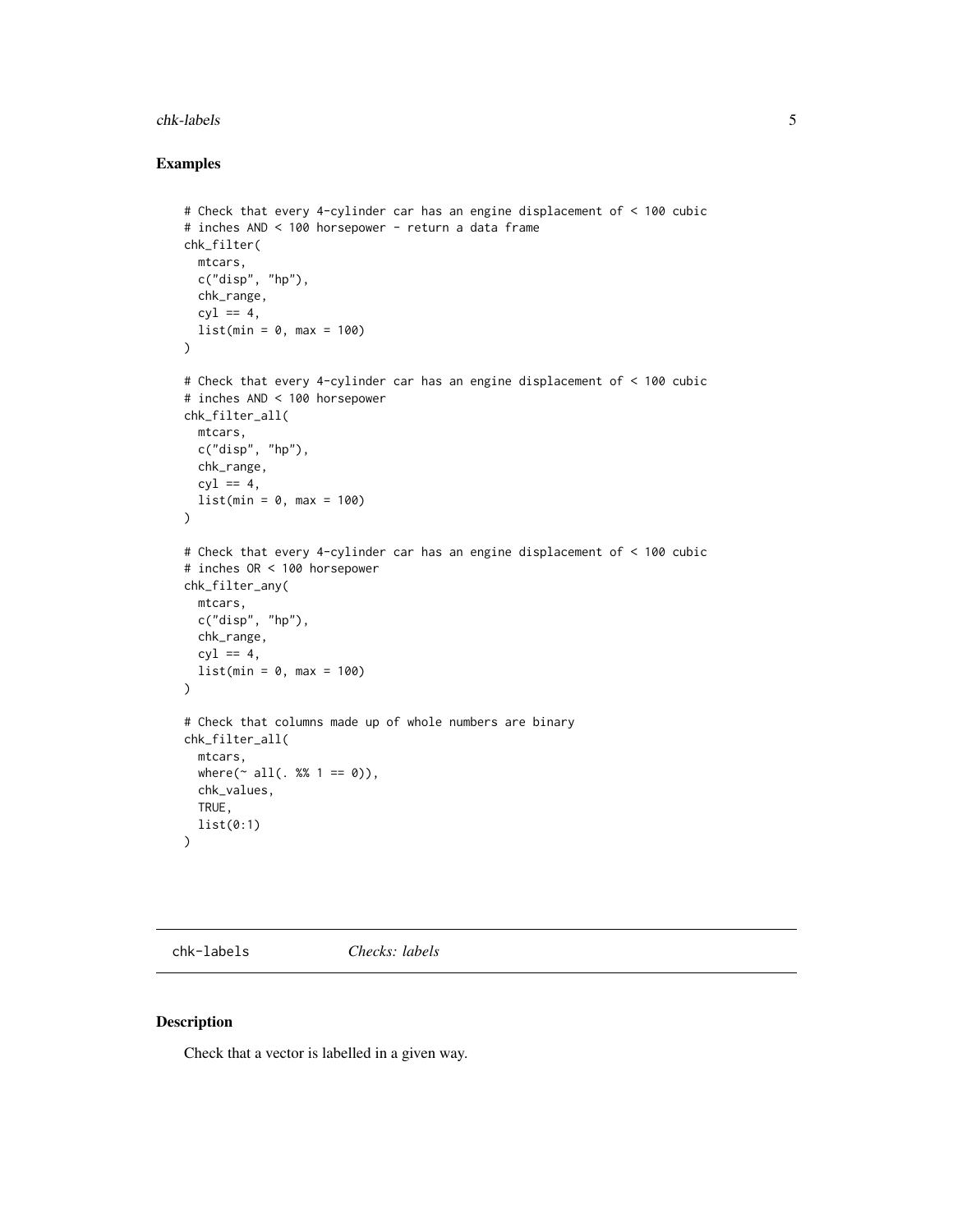## Examples

```
# Check that every 4-cylinder car has an engine displacement of < 100 cubic
# inches AND < 100 horsepower - return a data frame
chk_filter(
  mtcars,
  c("disp", "hp"),
  chk_range,
  cyl == 4,
  list(min = 0, max = 100)
)

# Check that every 4-cylinder car has an engine displacement of < 100 cubic
# inches AND < 100 horsepower
chk_filter_all(
  mtcars,
  c("disp", "hp"),
  chk_range,
  cyl == 4,
  list(min = 0, max = 100)
)

# Check that every 4-cylinder car has an engine displacement of < 100 cubic
# inches OR < 100 horsepower
chk_filter_any(
  mtcars,
  c("disp", "hp"),
  chk_range,
  cyl == 4,
  list(min = 0, max = 100)
)

# Check that columns made up of whole numbers are binary
chk_filter_all(
  mtcars,
  where(~ all(. %% 1 == 0)),
  chk_values,
  TRUE,
  list(0:1)
)
```

---

# chk-labels *Checks: labels*

## Description

Check that a vector is labelled in a given way.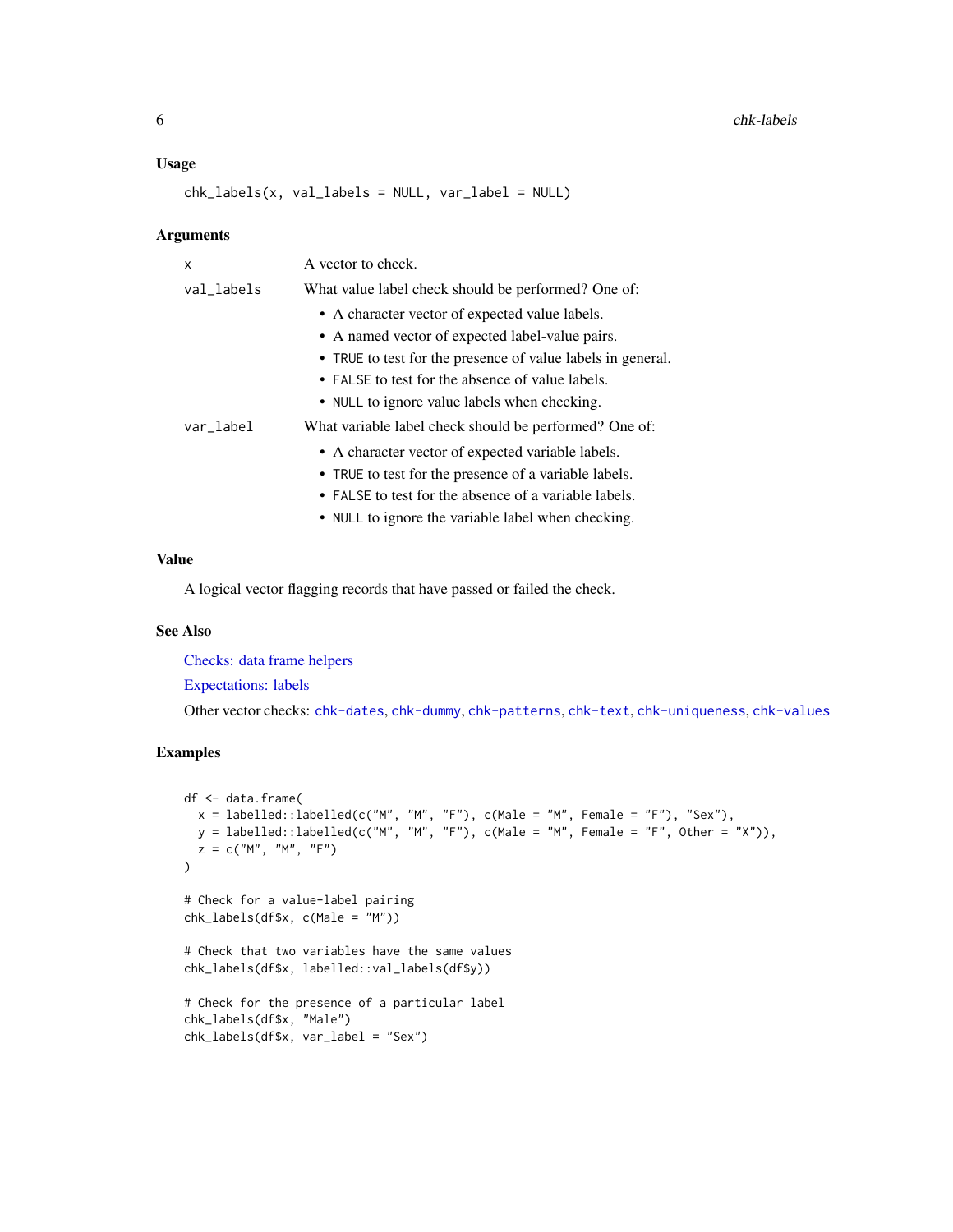### Usage

```
chk_labels(x, val_labels = NULL, var_label = NULL)
```

### Arguments

| | |
|---|---|
| x | A vector to check. |
| val_labels | What value label check should be performed? One of: <br>• A character vector of expected value labels. <br>• A named vector of expected label-value pairs. <br>• TRUE to test for the presence of value labels in general. <br>• FALSE to test for the absence of value labels. <br>• NULL to ignore value labels when checking. |
| var_label | What variable label check should be performed? One of: <br>• A character vector of expected variable labels. <br>• TRUE to test for the presence of a variable labels. <br>• FALSE to test for the absence of a variable labels. <br>• NULL to ignore the variable label when checking. |

### Value

A logical vector flagging records that have passed or failed the check.

### See Also

Checks: data frame helpers

Expectations: labels

Other vector checks: chk-dates, chk-dummy, chk-patterns, chk-text, chk-uniqueness, chk-values

### Examples

```
df <- data.frame(
  x = labelled::labelled(c("M", "M", "F"), c(Male = "M", Female = "F"), "Sex"),
  y = labelled::labelled(c("M", "M", "F"), c(Male = "M", Female = "F", Other = "X")),
  z = c("M", "M", "F")
)

# Check for a value-label pairing
chk_labels(df$x, c(Male = "M"))

# Check that two variables have the same values
chk_labels(df$x, labelled::val_labels(df$y))

# Check for the presence of a particular label
chk_labels(df$x, "Male")
chk_labels(df$x, var_label = "Sex")
```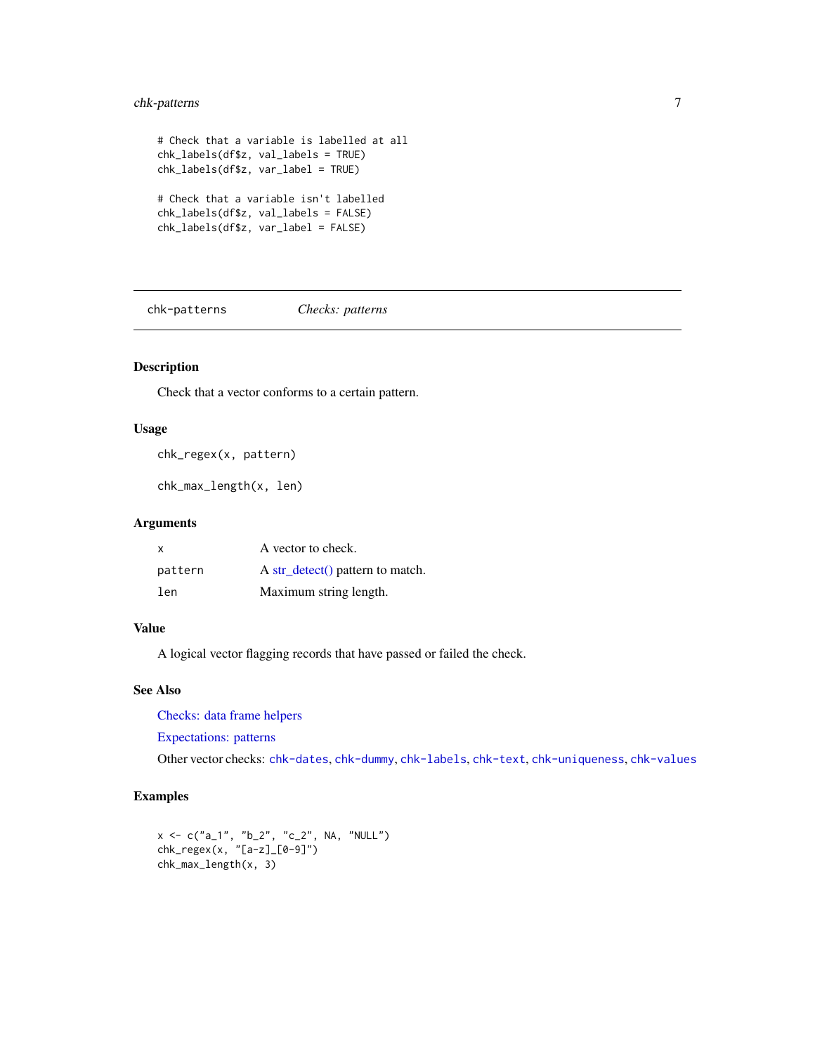```
# Check that a variable is labelled at all
chk_labels(df$z, val_labels = TRUE)
chk_labels(df$z, var_label = TRUE)

# Check that a variable isn't labelled
chk_labels(df$z, val_labels = FALSE)
chk_labels(df$z, var_label = FALSE)
```

## chk-patterns — *Checks: patterns*

### Description

Check that a vector conforms to a certain pattern.

### Usage

```
chk_regex(x, pattern)

chk_max_length(x, len)
```

### Arguments

| | |
|---|---|
| x | A vector to check. |
| pattern | A str_detect() pattern to match. |
| len | Maximum string length. |

### Value

A logical vector flagging records that have passed or failed the check.

### See Also

Checks: data frame helpers

Expectations: patterns

Other vector checks: chk-dates, chk-dummy, chk-labels, chk-text, chk-uniqueness, chk-values

### Examples

```
x <- c("a_1", "b_2", "c_2", NA, "NULL")
chk_regex(x, "[a-z]_[0-9]")
chk_max_length(x, 3)
```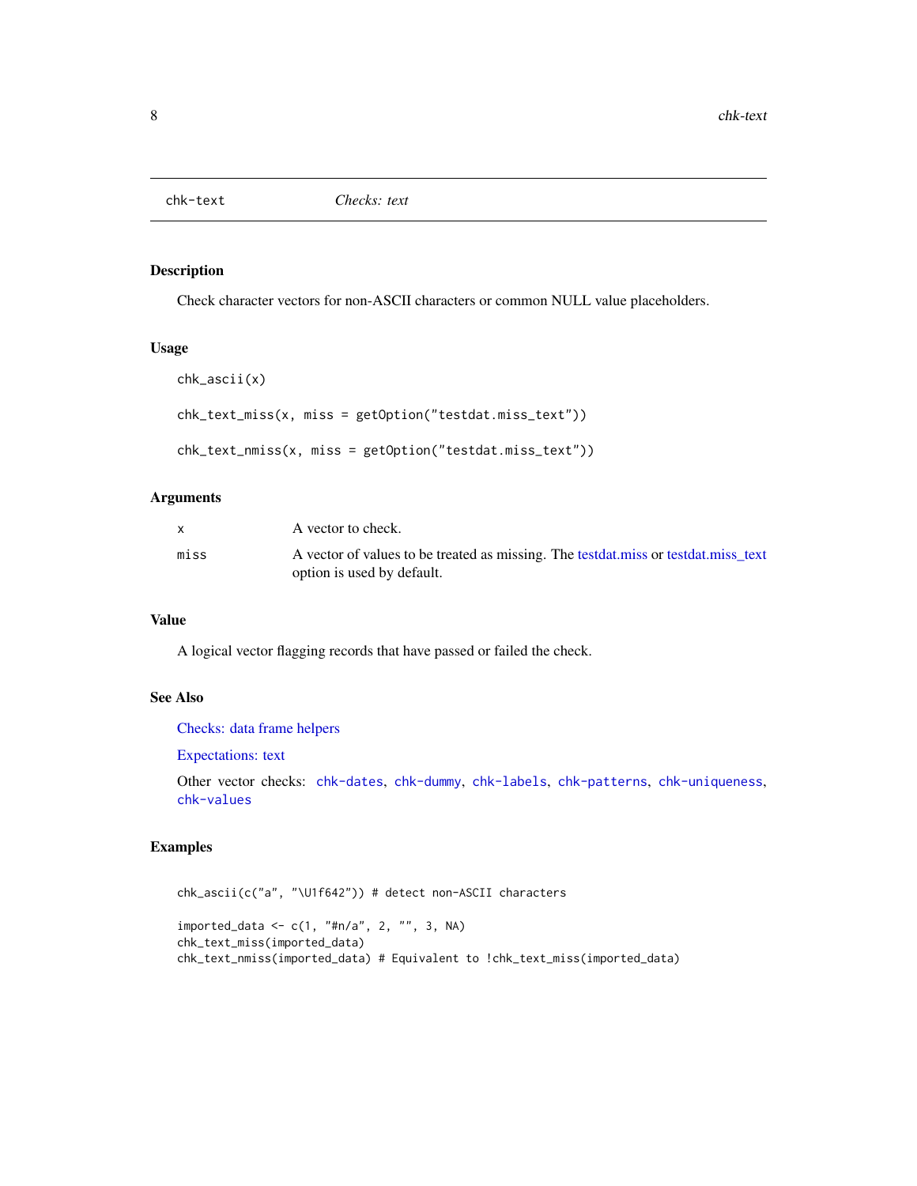## chk-text *Checks: text*

### Description

Check character vectors for non-ASCII characters or common NULL value placeholders.

### Usage

```
chk_ascii(x)

chk_text_miss(x, miss = getOption("testdat.miss_text"))

chk_text_nmiss(x, miss = getOption("testdat.miss_text"))
```

### Arguments

| | |
|---|---|
| x | A vector to check. |
| miss | A vector of values to be treated as missing. The testdat.miss or testdat.miss_text option is used by default. |

### Value

A logical vector flagging records that have passed or failed the check.

### See Also

Checks: data frame helpers

Expectations: text

Other vector checks: chk-dates, chk-dummy, chk-labels, chk-patterns, chk-uniqueness, chk-values

### Examples

```
chk_ascii(c("a", "\U1f642")) # detect non-ASCII characters

imported_data <- c(1, "#n/a", 2, "", 3, NA)
chk_text_miss(imported_data)
chk_text_nmiss(imported_data) # Equivalent to !chk_text_miss(imported_data)
```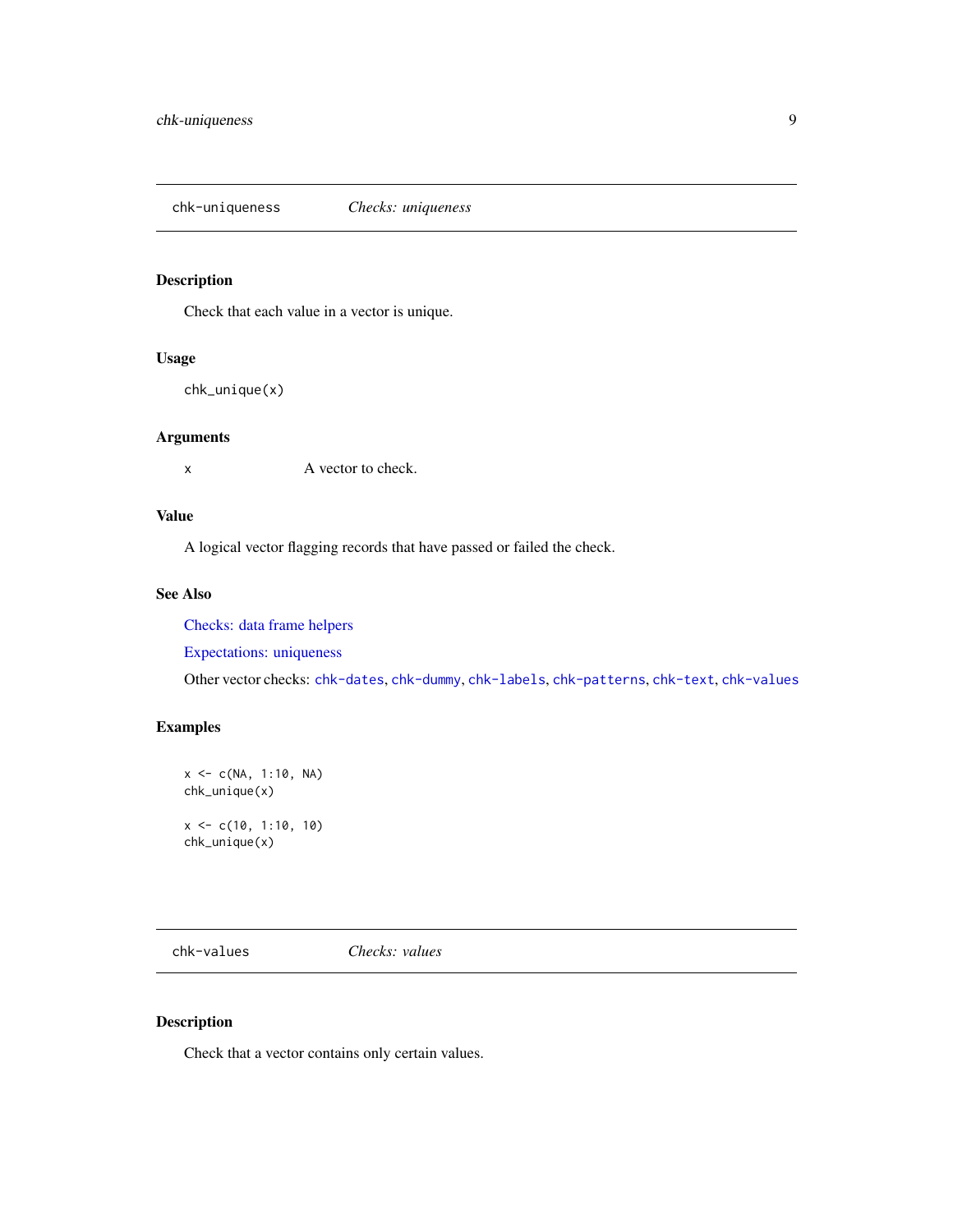## chk-uniqueness *Checks: uniqueness*

### Description

Check that each value in a vector is unique.

### Usage

```
chk_unique(x)
```

### Arguments

| | |
|---|---|
| x | A vector to check. |

### Value

A logical vector flagging records that have passed or failed the check.

### See Also

Checks: data frame helpers

Expectations: uniqueness

Other vector checks: `chk-dates`, `chk-dummy`, `chk-labels`, `chk-patterns`, `chk-text`, `chk-values`

### Examples

```
x <- c(NA, 1:10, NA)
chk_unique(x)

x <- c(10, 1:10, 10)
chk_unique(x)
```

## chk-values *Checks: values*

### Description

Check that a vector contains only certain values.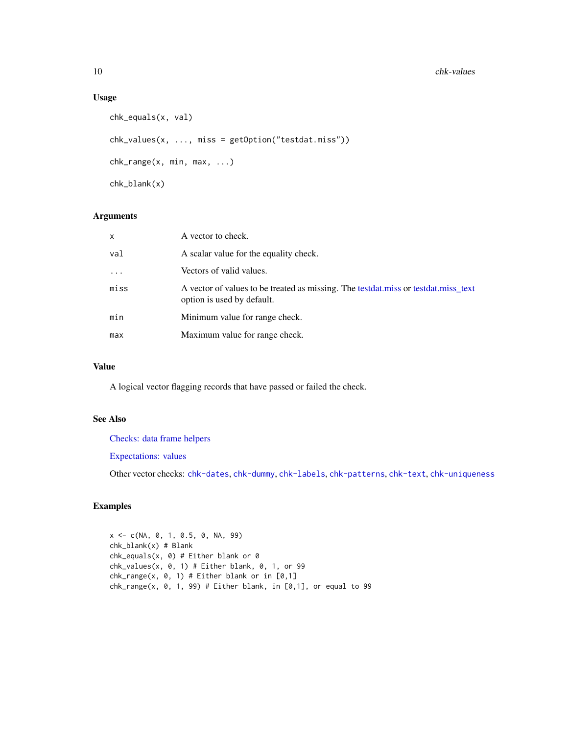### Usage

```
chk_equals(x, val)

chk_values(x, ..., miss = getOption("testdat.miss"))

chk_range(x, min, max, ...)

chk_blank(x)
```

### Arguments

| | |
|---|---|
| `x` | A vector to check. |
| `val` | A scalar value for the equality check. |
| `...` | Vectors of valid values. |
| `miss` | A vector of values to be treated as missing. The testdat.miss or testdat.miss_text option is used by default. |
| `min` | Minimum value for range check. |
| `max` | Maximum value for range check. |

### Value

A logical vector flagging records that have passed or failed the check.

### See Also

Checks: data frame helpers

Expectations: values

Other vector checks: `chk-dates`, `chk-dummy`, `chk-labels`, `chk-patterns`, `chk-text`, `chk-uniqueness`

### Examples

```
x <- c(NA, 0, 1, 0.5, 0, NA, 99)
chk_blank(x) # Blank
chk_equals(x, 0) # Either blank or 0
chk_values(x, 0, 1) # Either blank, 0, 1, or 99
chk_range(x, 0, 1) # Either blank or in [0,1]
chk_range(x, 0, 1, 99) # Either blank, in [0,1], or equal to 99
```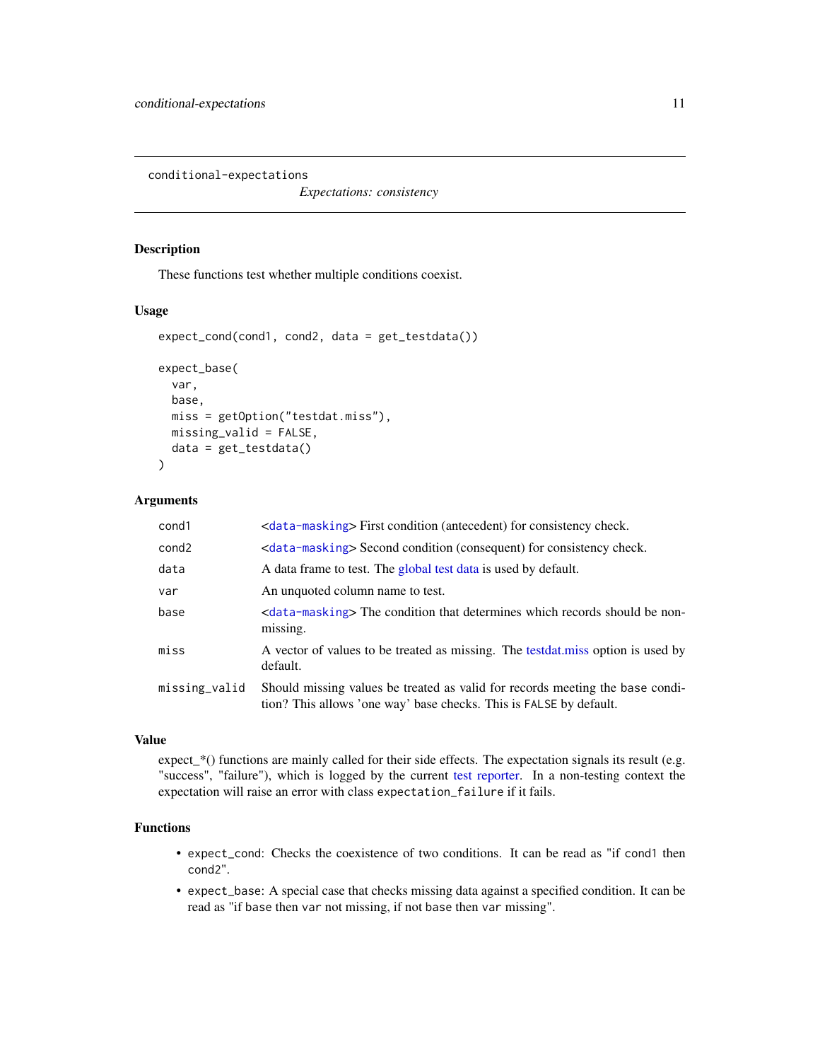conditional-expectations

*Expectations: consistency*

### Description

These functions test whether multiple conditions coexist.

### Usage

```
expect_cond(cond1, cond2, data = get_testdata())

expect_base(
  var,
  base,
  miss = getOption("testdat.miss"),
  missing_valid = FALSE,
  data = get_testdata()
)
```

### Arguments

| | |
|---|---|
| cond1 | <data-masking> First condition (antecedent) for consistency check. |
| cond2 | <data-masking> Second condition (consequent) for consistency check. |
| data | A data frame to test. The global test data is used by default. |
| var | An unquoted column name to test. |
| base | <data-masking> The condition that determines which records should be non-missing. |
| miss | A vector of values to be treated as missing. The testdat.miss option is used by default. |
| missing_valid | Should missing values be treated as valid for records meeting the base condition? This allows 'one way' base checks. This is `FALSE` by default. |

### Value

expect_*() functions are mainly called for their side effects. The expectation signals its result (e.g. "success", "failure"), which is logged by the current test reporter. In a non-testing context the expectation will raise an error with class `expectation_failure` if it fails.

### Functions

- `expect_cond`: Checks the coexistence of two conditions. It can be read as "if `cond1` then `cond2`".
- `expect_base`: A special case that checks missing data against a specified condition. It can be read as "if `base` then `var` not missing, if not `base` then `var` missing".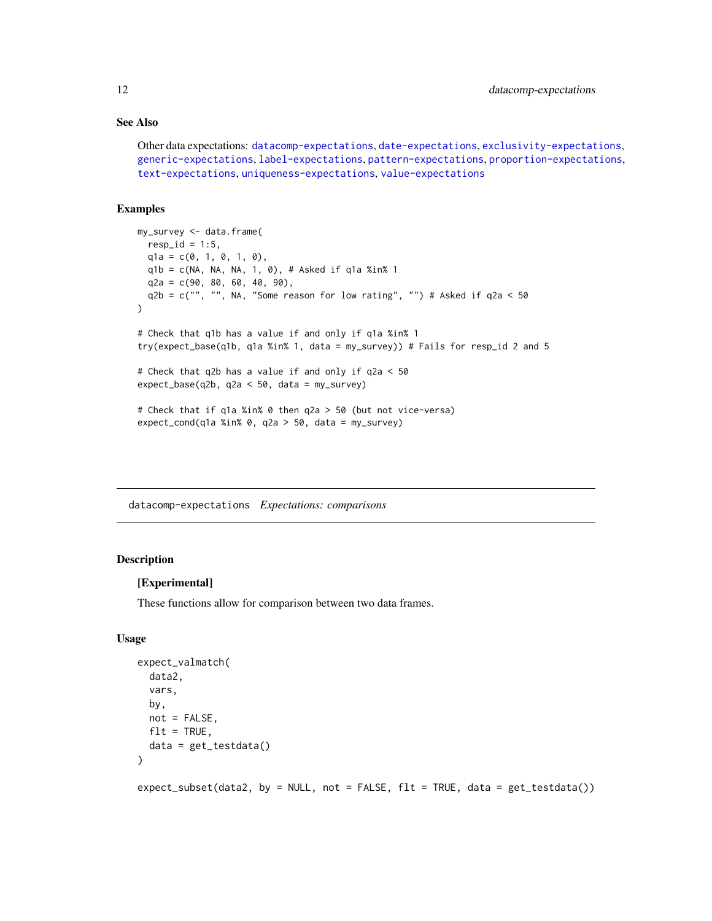### See Also

Other data expectations: datacomp-expectations, date-expectations, exclusivity-expectations, generic-expectations, label-expectations, pattern-expectations, proportion-expectations, text-expectations, uniqueness-expectations, value-expectations

### Examples

```
my_survey <- data.frame(
  resp_id = 1:5,
  q1a = c(0, 1, 0, 1, 0),
  q1b = c(NA, NA, NA, 1, 0), # Asked if q1a %in% 1
  q2a = c(90, 80, 60, 40, 90),
  q2b = c("", "", NA, "Some reason for low rating", "") # Asked if q2a < 50
)

# Check that q1b has a value if and only if q1a %in% 1
try(expect_base(q1b, q1a %in% 1, data = my_survey)) # Fails for resp_id 2 and 5

# Check that q2b has a value if and only if q2a < 50
expect_base(q2b, q2a < 50, data = my_survey)

# Check that if q1a %in% 0 then q2a > 50 (but not vice-versa)
expect_cond(q1a %in% 0, q2a > 50, data = my_survey)
```

---

## datacomp-expectations &nbsp;&nbsp; *Expectations: comparisons*

### Description

**[Experimental]**

These functions allow for comparison between two data frames.

### Usage

```
expect_valmatch(
  data2,
  vars,
  by,
  not = FALSE,
  flt = TRUE,
  data = get_testdata()
)

expect_subset(data2, by = NULL, not = FALSE, flt = TRUE, data = get_testdata())
```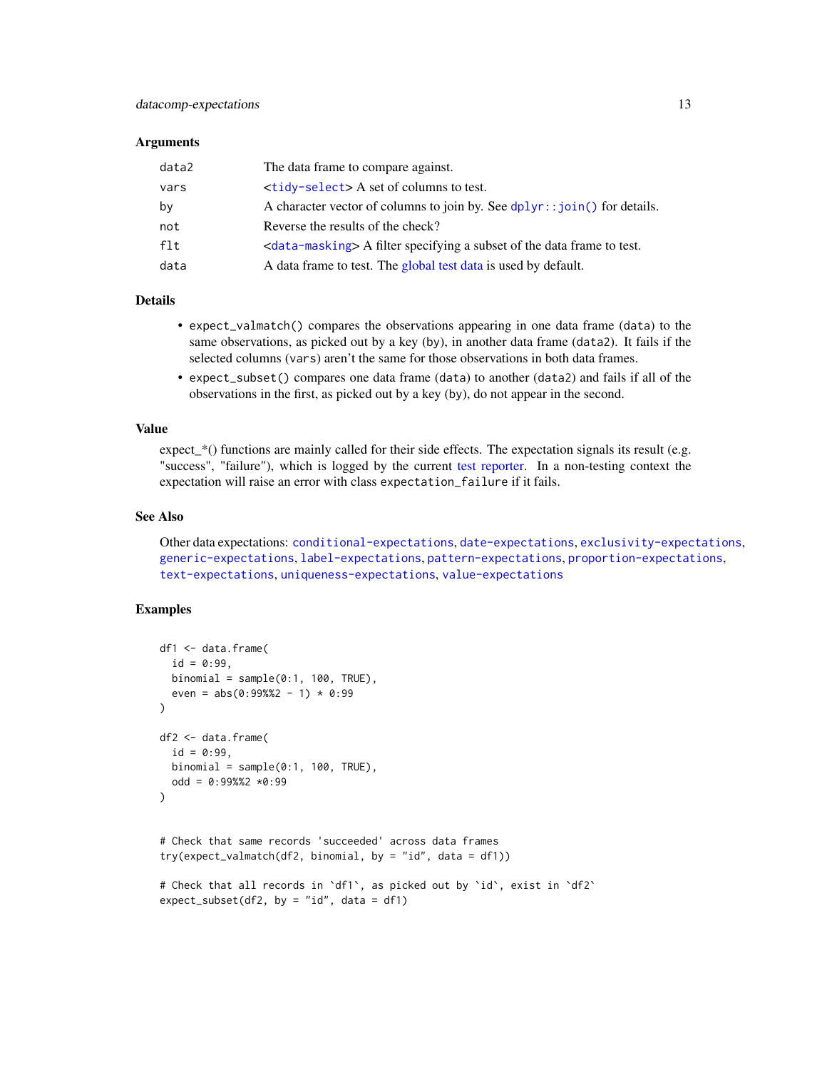### Arguments

| | |
|---|---|
| data2 | The data frame to compare against. |
| vars | <tidy-select> A set of columns to test. |
| by | A character vector of columns to join by. See dplyr::join() for details. |
| not | Reverse the results of the check? |
| flt | <data-masking> A filter specifying a subset of the data frame to test. |
| data | A data frame to test. The global test data is used by default. |

### Details

- `expect_valmatch()` compares the observations appearing in one data frame (`data`) to the same observations, as picked out by a key (`by`), in another data frame (`data2`). It fails if the selected columns (`vars`) aren't the same for those observations in both data frames.
- `expect_subset()` compares one data frame (`data`) to another (`data2`) and fails if all of the observations in the first, as picked out by a key (`by`), do not appear in the second.

### Value

expect_*() functions are mainly called for their side effects. The expectation signals its result (e.g. "success", "failure"), which is logged by the current test reporter. In a non-testing context the expectation will raise an error with class `expectation_failure` if it fails.

### See Also

Other data expectations: conditional-expectations, date-expectations, exclusivity-expectations, generic-expectations, label-expectations, pattern-expectations, proportion-expectations, text-expectations, uniqueness-expectations, value-expectations

### Examples

```
df1 <- data.frame(
  id = 0:99,
  binomial = sample(0:1, 100, TRUE),
  even = abs(0:99%%2 - 1) * 0:99
)

df2 <- data.frame(
  id = 0:99,
  binomial = sample(0:1, 100, TRUE),
  odd = 0:99%%2 *0:99
)


# Check that same records 'succeeded' across data frames
try(expect_valmatch(df2, binomial, by = "id", data = df1))

# Check that all records in `df1`, as picked out by `id`, exist in `df2`
expect_subset(df2, by = "id", data = df1)
```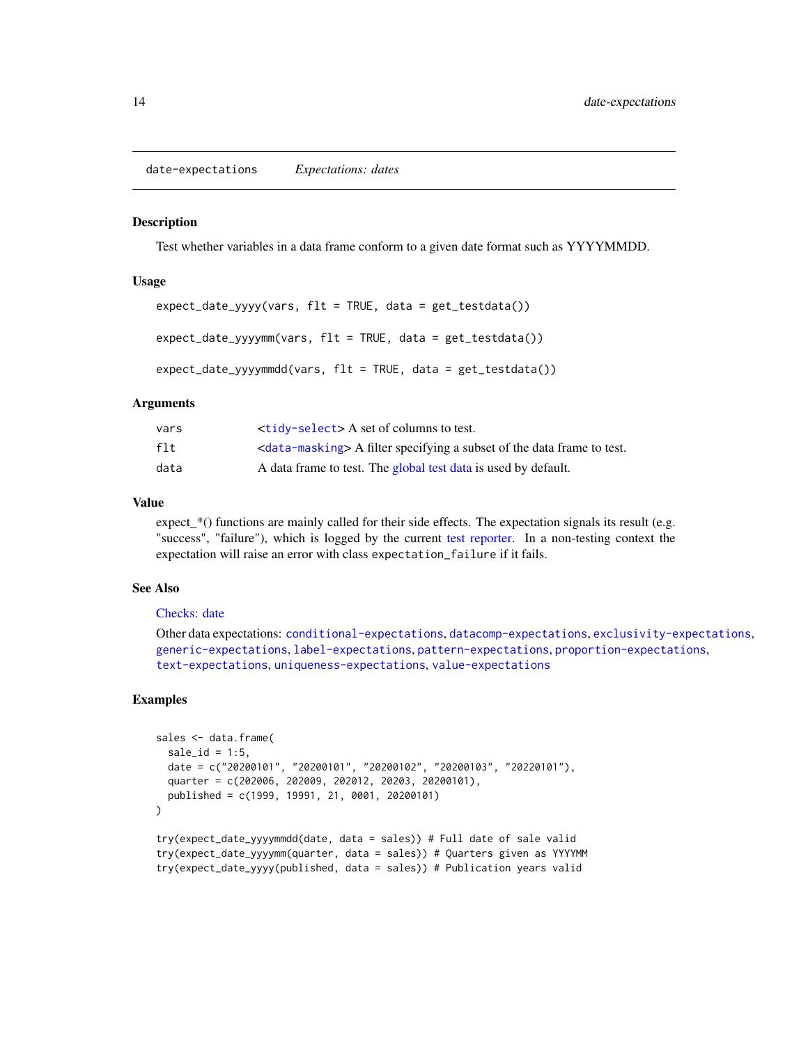## date-expectations *Expectations: dates*

### Description

Test whether variables in a data frame conform to a given date format such as YYYYMMDD.

### Usage

```
expect_date_yyyy(vars, flt = TRUE, data = get_testdata())

expect_date_yyyymm(vars, flt = TRUE, data = get_testdata())

expect_date_yyyymmdd(vars, flt = TRUE, data = get_testdata())
```

### Arguments

| | |
|---|---|
| `vars` | <`tidy-select`> A set of columns to test. |
| `flt` | <`data-masking`> A filter specifying a subset of the data frame to test. |
| `data` | A data frame to test. The global test data is used by default. |

### Value

expect_*() functions are mainly called for their side effects. The expectation signals its result (e.g. "success", "failure"), which is logged by the current test reporter. In a non-testing context the expectation will raise an error with class `expectation_failure` if it fails.

### See Also

Checks: date

Other data expectations: `conditional-expectations`, `datacomp-expectations`, `exclusivity-expectations`, `generic-expectations`, `label-expectations`, `pattern-expectations`, `proportion-expectations`, `text-expectations`, `uniqueness-expectations`, `value-expectations`

### Examples

```
sales <- data.frame(
  sale_id = 1:5,
  date = c("20200101", "20200101", "20200102", "20200103", "20220101"),
  quarter = c(202006, 202009, 202012, 20203, 20200101),
  published = c(1999, 19991, 21, 0001, 20200101)
)

try(expect_date_yyyymmdd(date, data = sales)) # Full date of sale valid
try(expect_date_yyyymm(quarter, data = sales)) # Quarters given as YYYYMM
try(expect_date_yyyy(published, data = sales)) # Publication years valid
```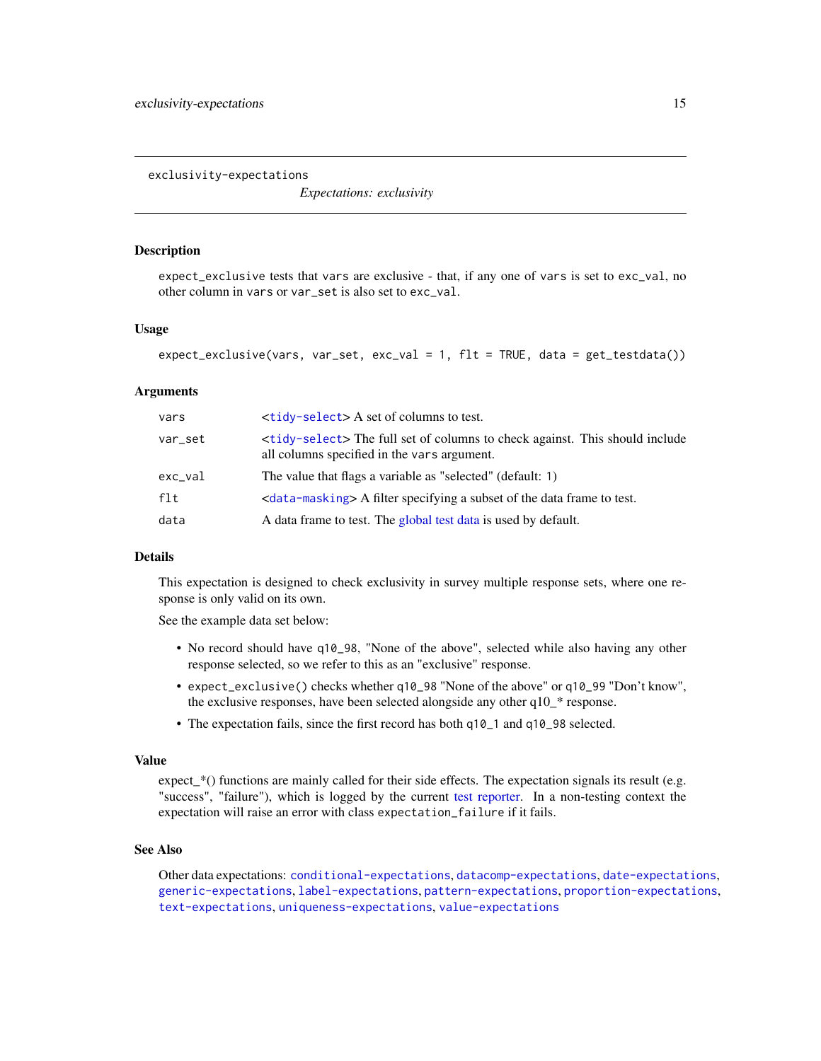# exclusivity-expectations

*Expectations: exclusivity*

## Description

`expect_exclusive` tests that `vars` are exclusive - that, if any one of `vars` is set to `exc_val`, no other column in `vars` or `var_set` is also set to `exc_val`.

## Usage

```
expect_exclusive(vars, var_set, exc_val = 1, flt = TRUE, data = get_testdata())
```

## Arguments

| | |
|---|---|
| `vars` | <`tidy-select`> A set of columns to test. |
| `var_set` | <`tidy-select`> The full set of columns to check against. This should include all columns specified in the `vars` argument. |
| `exc_val` | The value that flags a variable as "selected" (default: `1`) |
| `flt` | <`data-masking`> A filter specifying a subset of the data frame to test. |
| `data` | A data frame to test. The global test data is used by default. |

## Details

This expectation is designed to check exclusivity in survey multiple response sets, where one response is only valid on its own.

See the example data set below:

- No record should have `q10_98`, "None of the above", selected while also having any other response selected, so we refer to this as an "exclusive" response.
- `expect_exclusive()` checks whether `q10_98` "None of the above" or `q10_99` "Don't know", the exclusive responses, have been selected alongside any other q10_* response.
- The expectation fails, since the first record has both `q10_1` and `q10_98` selected.

## Value

expect_*() functions are mainly called for their side effects. The expectation signals its result (e.g. "success", "failure"), which is logged by the current test reporter. In a non-testing context the expectation will raise an error with class `expectation_failure` if it fails.

## See Also

Other data expectations: `conditional-expectations`, `datacomp-expectations`, `date-expectations`, `generic-expectations`, `label-expectations`, `pattern-expectations`, `proportion-expectations`, `text-expectations`, `uniqueness-expectations`, `value-expectations`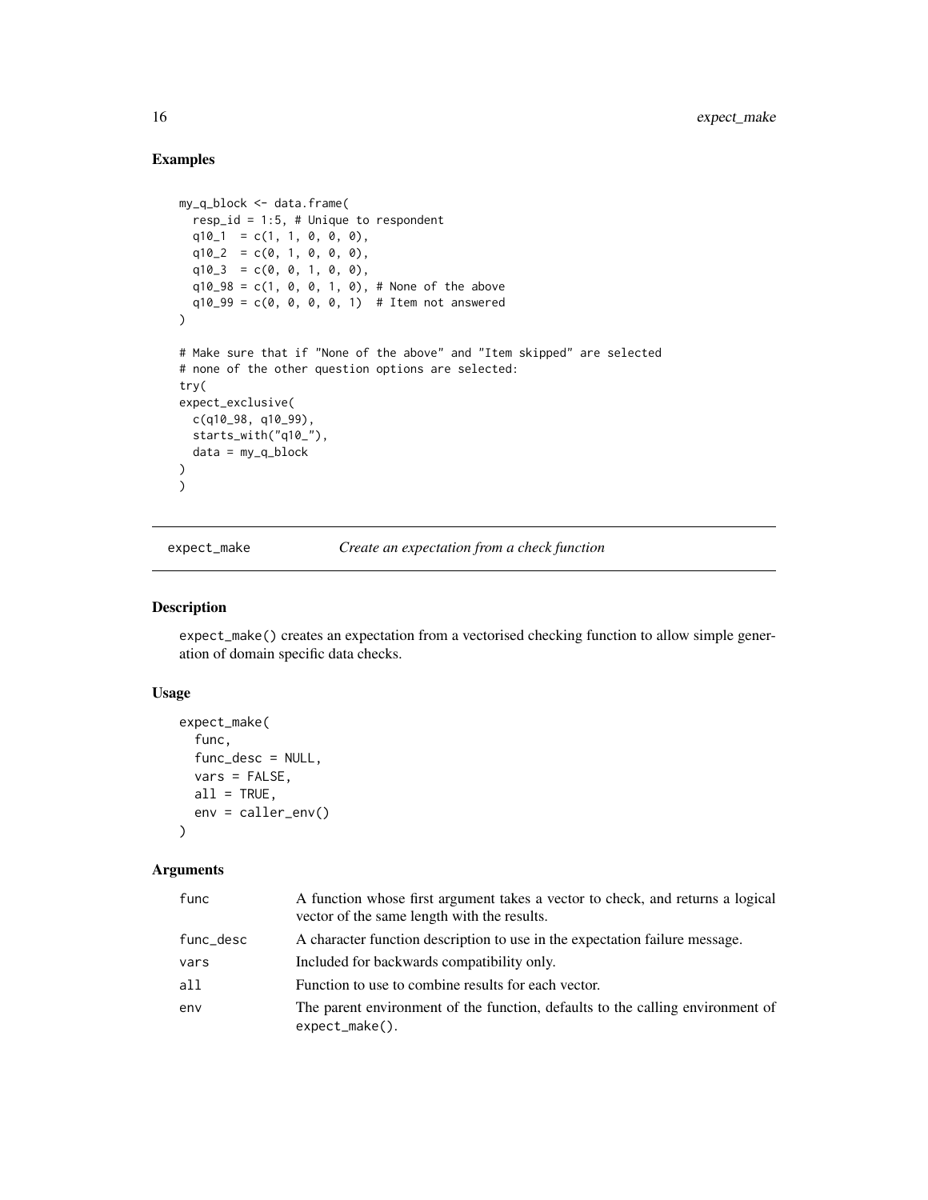### Examples

```
my_q_block <- data.frame(
  resp_id = 1:5, # Unique to respondent
  q10_1  = c(1, 1, 0, 0, 0),
  q10_2  = c(0, 1, 0, 0, 0),
  q10_3  = c(0, 0, 1, 0, 0),
  q10_98 = c(1, 0, 0, 1, 0), # None of the above
  q10_99 = c(0, 0, 0, 0, 1)  # Item not answered
)

# Make sure that if "None of the above" and "Item skipped" are selected
# none of the other question options are selected:
try(
expect_exclusive(
  c(q10_98, q10_99),
  starts_with("q10_"),
  data = my_q_block
)
)
```

## expect_make — *Create an expectation from a check function*

### Description

expect_make() creates an expectation from a vectorised checking function to allow simple generation of domain specific data checks.

### Usage

```
expect_make(
  func,
  func_desc = NULL,
  vars = FALSE,
  all = TRUE,
  env = caller_env()
)
```

### Arguments

| | |
|---|---|
| func | A function whose first argument takes a vector to check, and returns a logical vector of the same length with the results. |
| func_desc | A character function description to use in the expectation failure message. |
| vars | Included for backwards compatibility only. |
| all | Function to use to combine results for each vector. |
| env | The parent environment of the function, defaults to the calling environment of expect_make(). |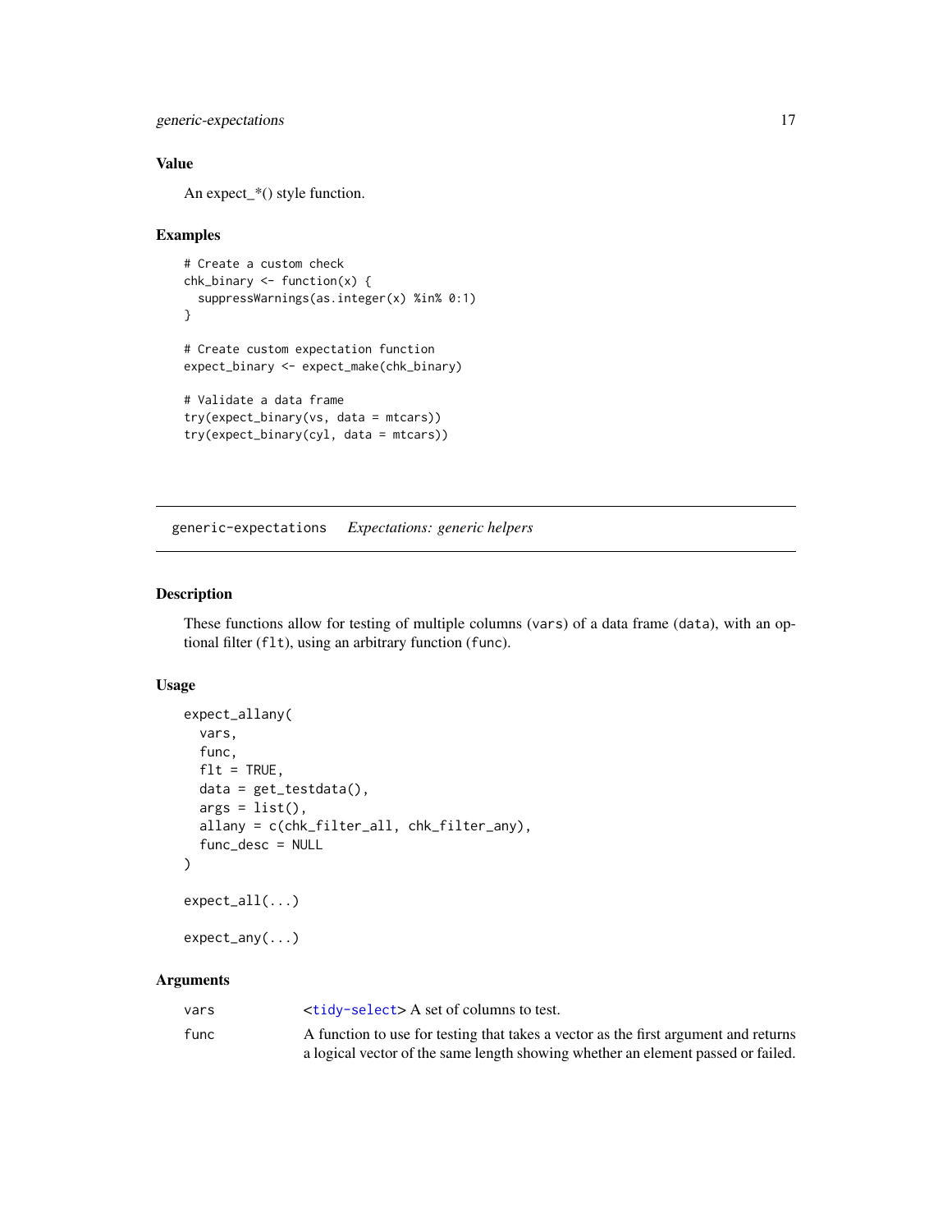## Value

An expect_*() style function.

## Examples

```
# Create a custom check
chk_binary <- function(x) {
  suppressWarnings(as.integer(x) %in% 0:1)
}

# Create custom expectation function
expect_binary <- expect_make(chk_binary)

# Validate a data frame
try(expect_binary(vs, data = mtcars))
try(expect_binary(cyl, data = mtcars))
```

---

# generic-expectations *Expectations: generic helpers*

## Description

These functions allow for testing of multiple columns (vars) of a data frame (data), with an optional filter (flt), using an arbitrary function (func).

## Usage

```
expect_allany(
  vars,
  func,
  flt = TRUE,
  data = get_testdata(),
  args = list(),
  allany = c(chk_filter_all, chk_filter_any),
  func_desc = NULL
)

expect_all(...)

expect_any(...)
```

## Arguments

| | |
|---|---|
| vars | <tidy-select> A set of columns to test. |
| func | A function to use for testing that takes a vector as the first argument and returns a logical vector of the same length showing whether an element passed or failed. |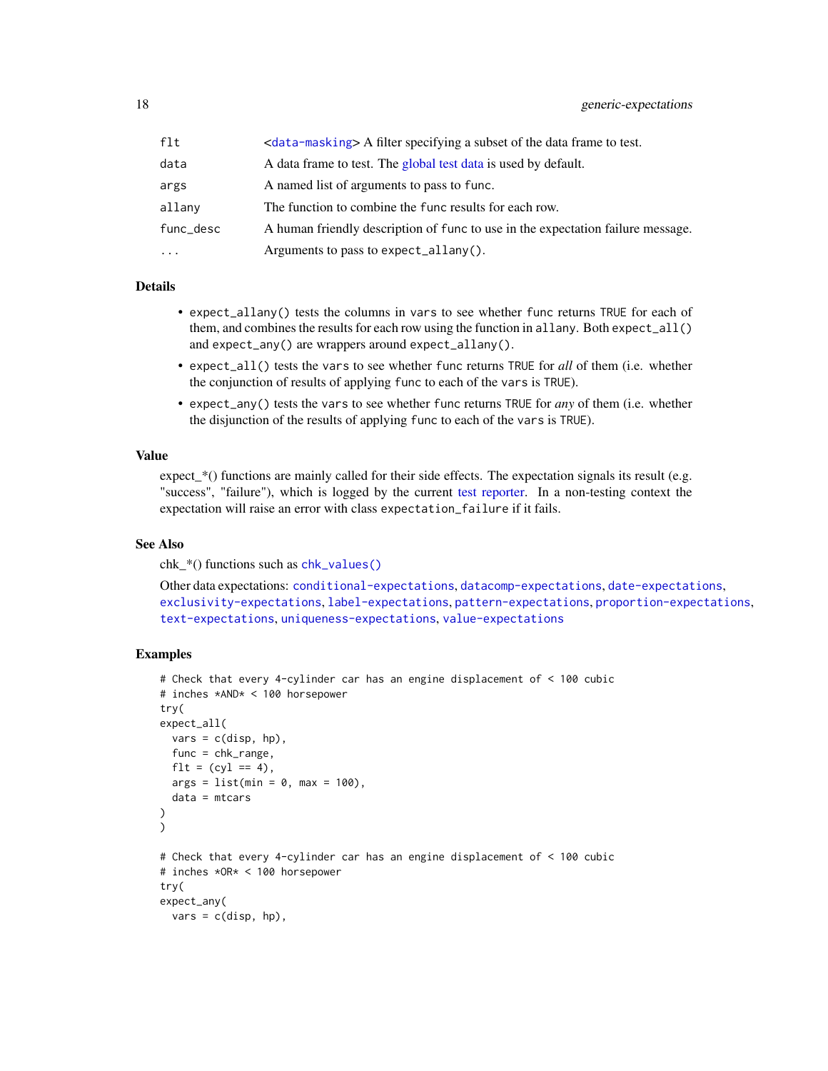| | |
|---|---|
| `flt` | <`data-masking`> A filter specifying a subset of the data frame to test. |
| `data` | A data frame to test. The global test data is used by default. |
| `args` | A named list of arguments to pass to `func`. |
| `allany` | The function to combine the `func` results for each row. |
| `func_desc` | A human friendly description of `func` to use in the expectation failure message. |
| `...` | Arguments to pass to `expect_allany()`. |

## Details

- `expect_allany()` tests the columns in `vars` to see whether `func` returns `TRUE` for each of them, and combines the results for each row using the function in `allany`. Both `expect_all()` and `expect_any()` are wrappers around `expect_allany()`.
- `expect_all()` tests the `vars` to see whether `func` returns `TRUE` for *all* of them (i.e. whether the conjunction of results of applying `func` to each of the `vars` is `TRUE`).
- `expect_any()` tests the `vars` to see whether `func` returns `TRUE` for *any* of them (i.e. whether the disjunction of the results of applying `func` to each of the `vars` is `TRUE`).

## Value

expect_*() functions are mainly called for their side effects. The expectation signals its result (e.g. "success", "failure"), which is logged by the current test reporter. In a non-testing context the expectation will raise an error with class `expectation_failure` if it fails.

## See Also

chk_*() functions such as `chk_values()`

Other data expectations: `conditional-expectations`, `datacomp-expectations`, `date-expectations`, `exclusivity-expectations`, `label-expectations`, `pattern-expectations`, `proportion-expectations`, `text-expectations`, `uniqueness-expectations`, `value-expectations`

## Examples

```
# Check that every 4-cylinder car has an engine displacement of < 100 cubic
# inches *AND* < 100 horsepower
try(
expect_all(
  vars = c(disp, hp),
  func = chk_range,
  flt = (cyl == 4),
  args = list(min = 0, max = 100),
  data = mtcars
)
)

# Check that every 4-cylinder car has an engine displacement of < 100 cubic
# inches *OR* < 100 horsepower
try(
expect_any(
  vars = c(disp, hp),
```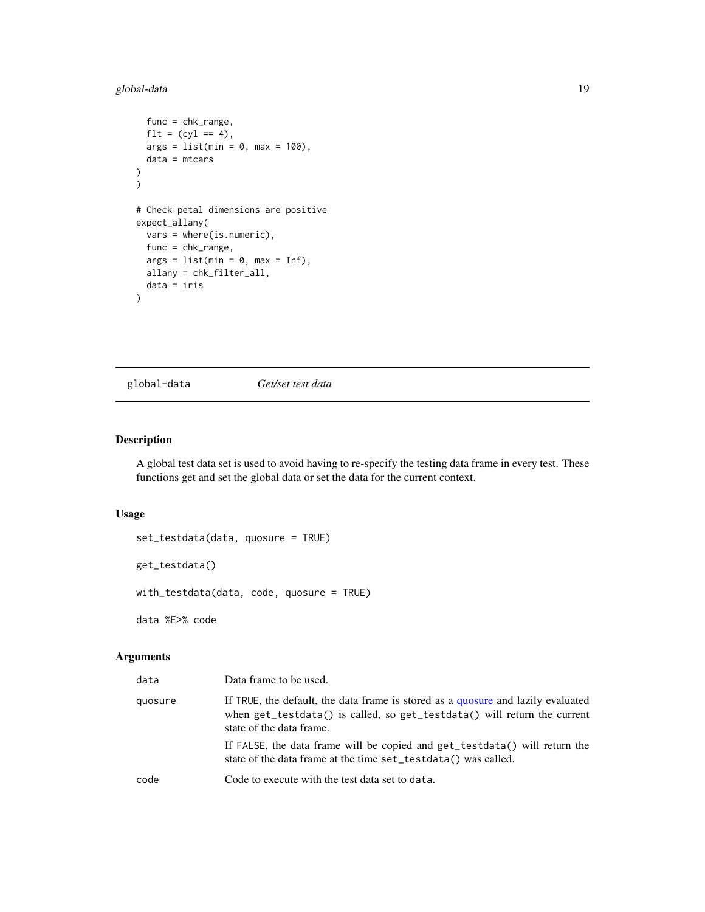```
    func = chk_range,
    flt = (cyl == 4),
    args = list(min = 0, max = 100),
    data = mtcars
  )
)

# Check petal dimensions are positive
expect_allany(
  vars = where(is.numeric),
  func = chk_range,
  args = list(min = 0, max = Inf),
  allany = chk_filter_all,
  data = iris
)
```

## global-data *Get/set test data*

### Description

A global test data set is used to avoid having to re-specify the testing data frame in every test. These functions get and set the global data or set the data for the current context.

### Usage

```
set_testdata(data, quosure = TRUE)

get_testdata()

with_testdata(data, code, quosure = TRUE)

data %E>% code
```

### Arguments

| | |
|---|---|
| data | Data frame to be used. |
| quosure | If TRUE, the default, the data frame is stored as a quosure and lazily evaluated when get_testdata() is called, so get_testdata() will return the current state of the data frame.<br><br>If FALSE, the data frame will be copied and get_testdata() will return the state of the data frame at the time set_testdata() was called. |
| code | Code to execute with the test data set to data. |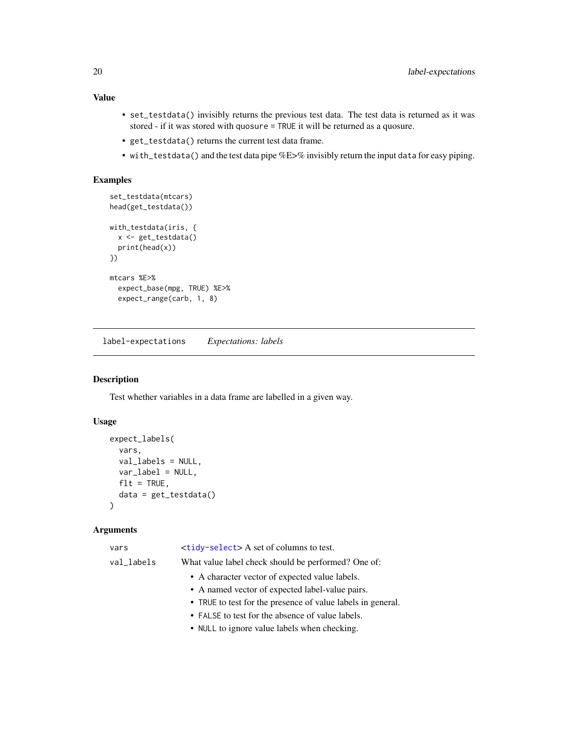## Value

- `set_testdata()` invisibly returns the previous test data. The test data is returned as it was stored - if it was stored with `quosure = TRUE` it will be returned as a quosure.
- `get_testdata()` returns the current test data frame.
- `with_testdata()` and the test data pipe %E>% invisibly return the input `data` for easy piping.

## Examples

```
set_testdata(mtcars)
head(get_testdata())

with_testdata(iris, {
  x <- get_testdata()
  print(head(x))
})

mtcars %E>%
  expect_base(mpg, TRUE) %E>%
  expect_range(carb, 1, 8)
```

---

# label-expectations *Expectations: labels*

## Description

Test whether variables in a data frame are labelled in a given way.

## Usage

```
expect_labels(
  vars,
  val_labels = NULL,
  var_label = NULL,
  flt = TRUE,
  data = get_testdata()
)
```

## Arguments

| | |
|---|---|
| `vars` | <tidy-select> A set of columns to test. |
| `val_labels` | What value label check should be performed? One of:<br>• A character vector of expected value labels.<br>• A named vector of expected label-value pairs.<br>• `TRUE` to test for the presence of value labels in general.<br>• `FALSE` to test for the absence of value labels.<br>• `NULL` to ignore value labels when checking. |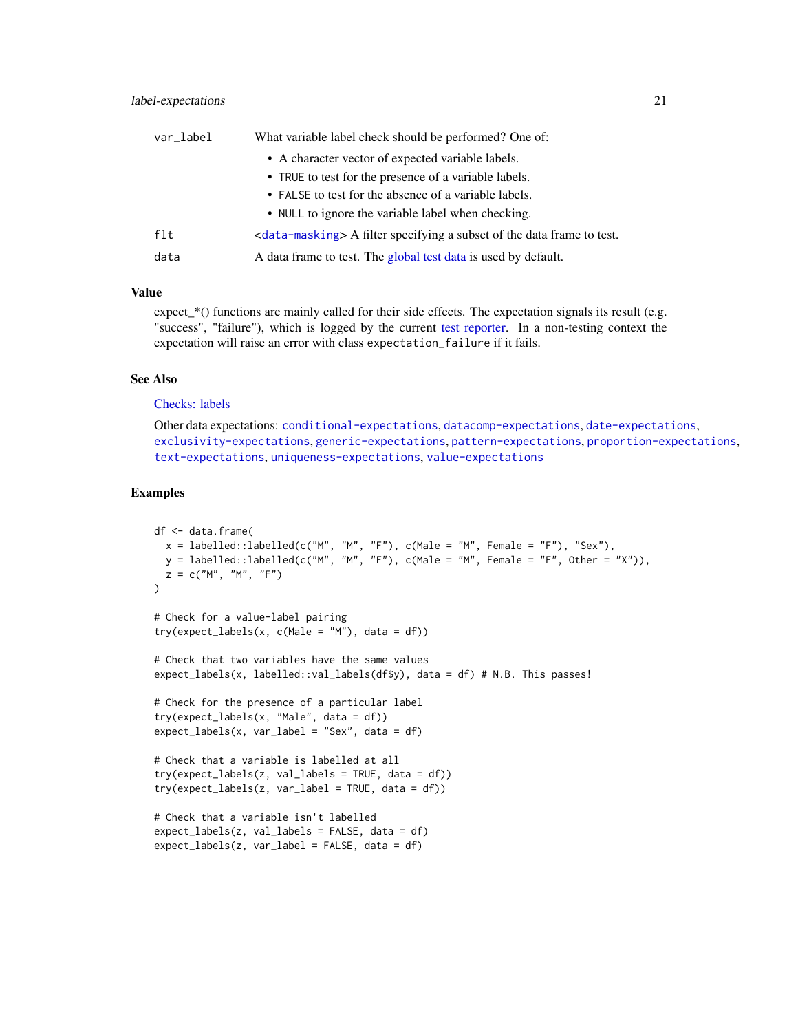| | |
|---|---|
| var_label | What variable label check should be performed? One of:<br>• A character vector of expected variable labels.<br>• TRUE to test for the presence of a variable labels.<br>• FALSE to test for the absence of a variable labels.<br>• NULL to ignore the variable label when checking. |
| flt | <data-masking> A filter specifying a subset of the data frame to test. |
| data | A data frame to test. The global test data is used by default. |

### Value

expect_*() functions are mainly called for their side effects. The expectation signals its result (e.g. "success", "failure"), which is logged by the current test reporter. In a non-testing context the expectation will raise an error with class expectation_failure if it fails.

### See Also

Checks: labels

Other data expectations: conditional-expectations, datacomp-expectations, date-expectations, exclusivity-expectations, generic-expectations, pattern-expectations, proportion-expectations, text-expectations, uniqueness-expectations, value-expectations

### Examples

```
df <- data.frame(
  x = labelled::labelled(c("M", "M", "F"), c(Male = "M", Female = "F"), "Sex"),
  y = labelled::labelled(c("M", "M", "F"), c(Male = "M", Female = "F", Other = "X")),
  z = c("M", "M", "F")
)

# Check for a value-label pairing
try(expect_labels(x, c(Male = "M"), data = df))

# Check that two variables have the same values
expect_labels(x, labelled::val_labels(df$y), data = df) # N.B. This passes!

# Check for the presence of a particular label
try(expect_labels(x, "Male", data = df))
expect_labels(x, var_label = "Sex", data = df)

# Check that a variable is labelled at all
try(expect_labels(z, val_labels = TRUE, data = df))
try(expect_labels(z, var_label = TRUE, data = df))

# Check that a variable isn't labelled
expect_labels(z, val_labels = FALSE, data = df)
expect_labels(z, var_label = FALSE, data = df)
```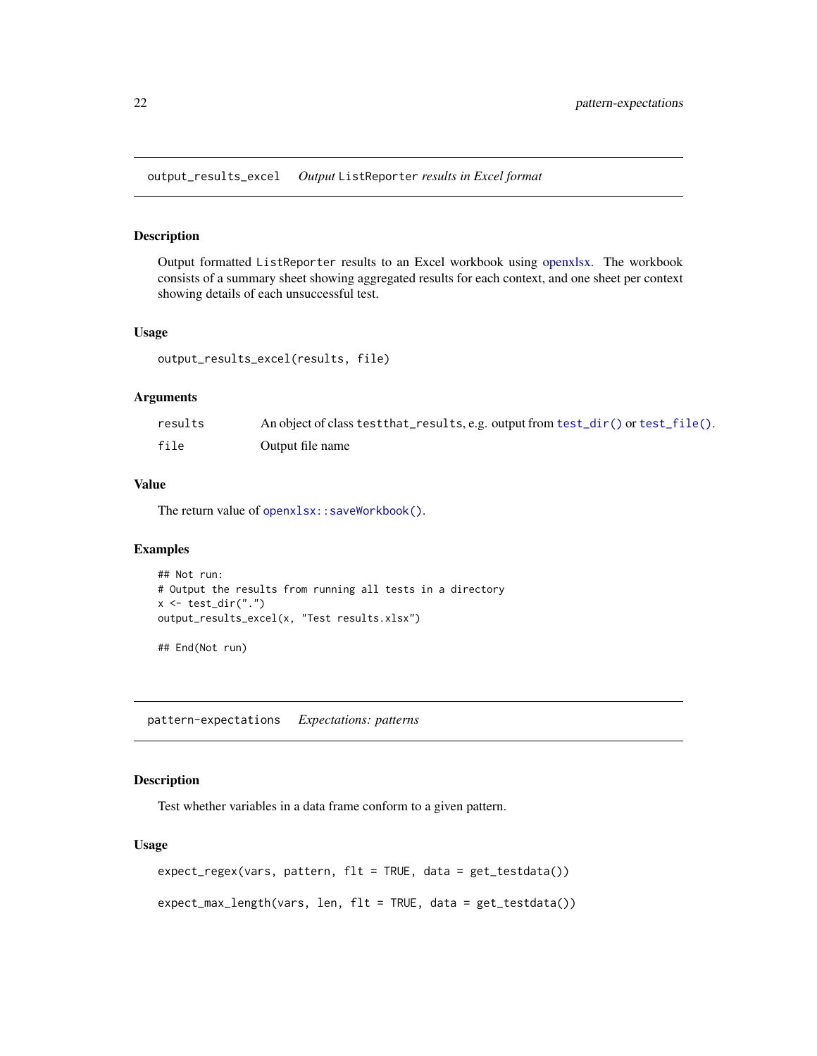## output_results_excel *Output* ListReporter *results in Excel format*

### Description

Output formatted ListReporter results to an Excel workbook using openxlsx. The workbook consists of a summary sheet showing aggregated results for each context, and one sheet per context showing details of each unsuccessful test.

### Usage

```
output_results_excel(results, file)
```

### Arguments

| | |
|---|---|
| results | An object of class testthat_results, e.g. output from test_dir() or test_file(). |
| file | Output file name |

### Value

The return value of openxlsx::saveWorkbook().

### Examples

```
## Not run:
# Output the results from running all tests in a directory
x <- test_dir(".")
output_results_excel(x, "Test results.xlsx")

## End(Not run)
```

## pattern-expectations *Expectations: patterns*

### Description

Test whether variables in a data frame conform to a given pattern.

### Usage

```
expect_regex(vars, pattern, flt = TRUE, data = get_testdata())

expect_max_length(vars, len, flt = TRUE, data = get_testdata())
```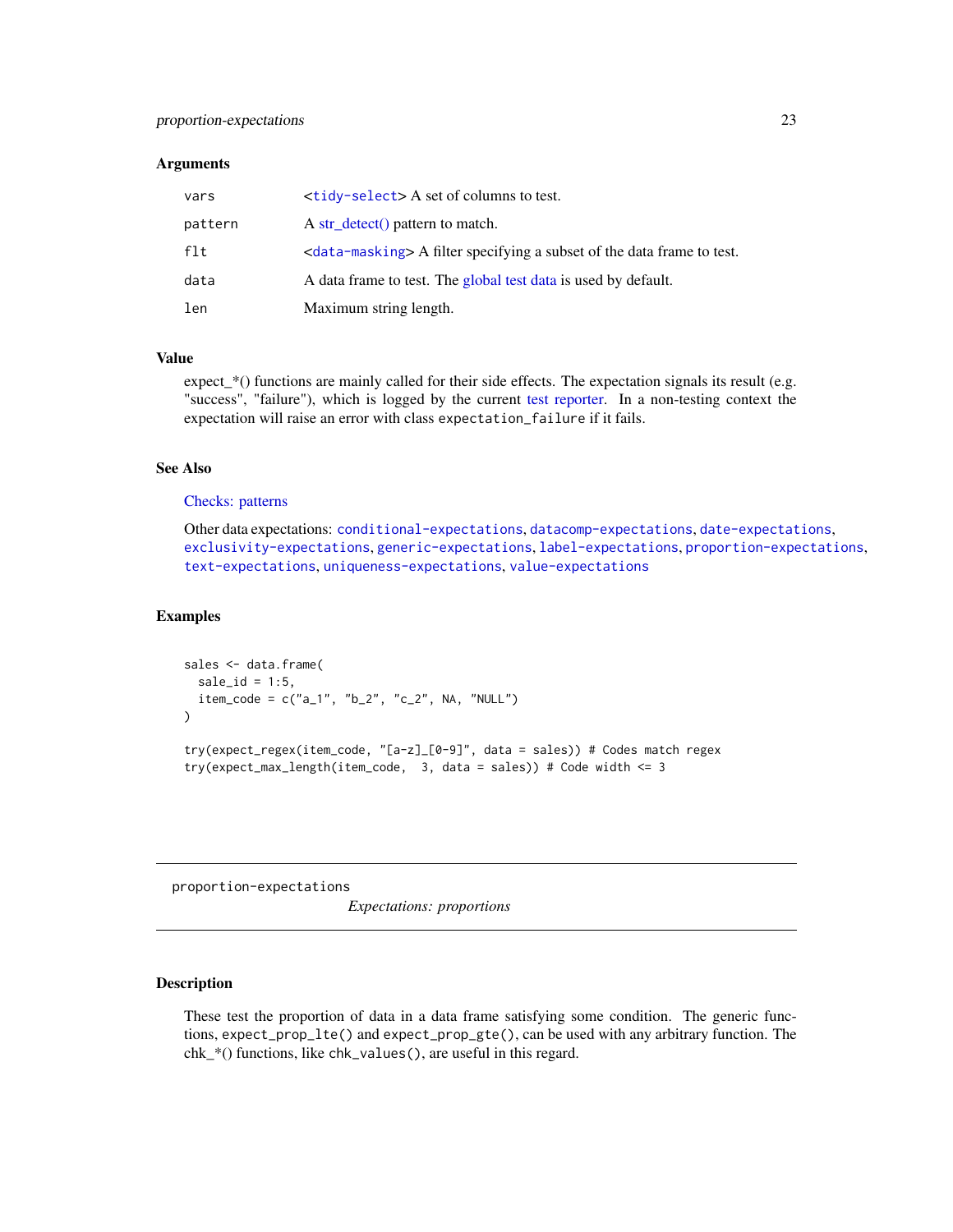### Arguments

| | |
|---|---|
| vars | <tidy-select> A set of columns to test. |
| pattern | A str_detect() pattern to match. |
| flt | <data-masking> A filter specifying a subset of the data frame to test. |
| data | A data frame to test. The global test data is used by default. |
| len | Maximum string length. |

### Value

expect_*() functions are mainly called for their side effects. The expectation signals its result (e.g. "success", "failure"), which is logged by the current test reporter. In a non-testing context the expectation will raise an error with class `expectation_failure` if it fails.

### See Also

Checks: patterns

Other data expectations: `conditional-expectations`, `datacomp-expectations`, `date-expectations`, `exclusivity-expectations`, `generic-expectations`, `label-expectations`, `proportion-expectations`, `text-expectations`, `uniqueness-expectations`, `value-expectations`

### Examples

```
sales <- data.frame(
  sale_id = 1:5,
  item_code = c("a_1", "b_2", "c_2", NA, "NULL")
)

try(expect_regex(item_code, "[a-z]_[0-9]", data = sales)) # Codes match regex
try(expect_max_length(item_code,  3, data = sales)) # Code width <= 3
```

---

## proportion-expectations

*Expectations: proportions*

---

### Description

These test the proportion of data in a data frame satisfying some condition. The generic functions, `expect_prop_lte()` and `expect_prop_gte()`, can be used with any arbitrary function. The chk_*() functions, like `chk_values()`, are useful in this regard.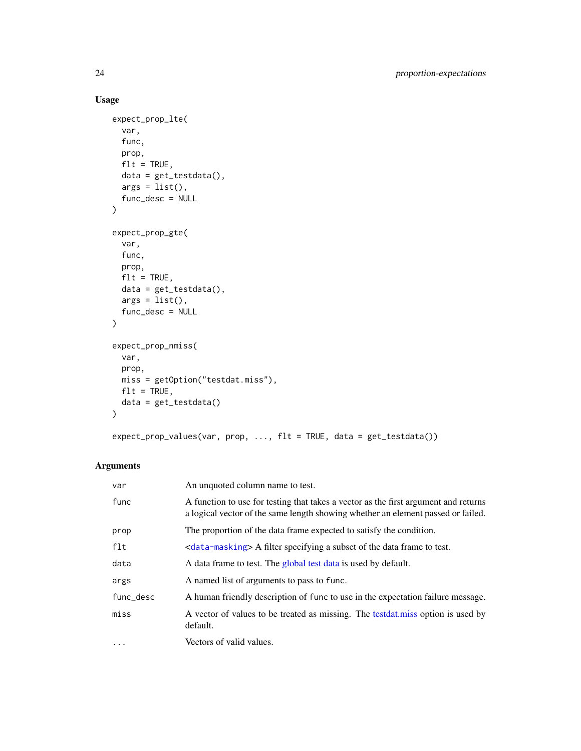### Usage

```
expect_prop_lte(
  var,
  func,
  prop,
  flt = TRUE,
  data = get_testdata(),
  args = list(),
  func_desc = NULL
)

expect_prop_gte(
  var,
  func,
  prop,
  flt = TRUE,
  data = get_testdata(),
  args = list(),
  func_desc = NULL
)

expect_prop_nmiss(
  var,
  prop,
  miss = getOption("testdat.miss"),
  flt = TRUE,
  data = get_testdata()
)

expect_prop_values(var, prop, ..., flt = TRUE, data = get_testdata())
```

### Arguments

| | |
|---|---|
| `var` | An unquoted column name to test. |
| `func` | A function to use for testing that takes a vector as the first argument and returns a logical vector of the same length showing whether an element passed or failed. |
| `prop` | The proportion of the data frame expected to satisfy the condition. |
| `flt` | <`data-masking`> A filter specifying a subset of the data frame to test. |
| `data` | A data frame to test. The global test data is used by default. |
| `args` | A named list of arguments to pass to `func`. |
| `func_desc` | A human friendly description of `func` to use in the expectation failure message. |
| `miss` | A vector of values to be treated as missing. The testdat.miss option is used by default. |
| `...` | Vectors of valid values. |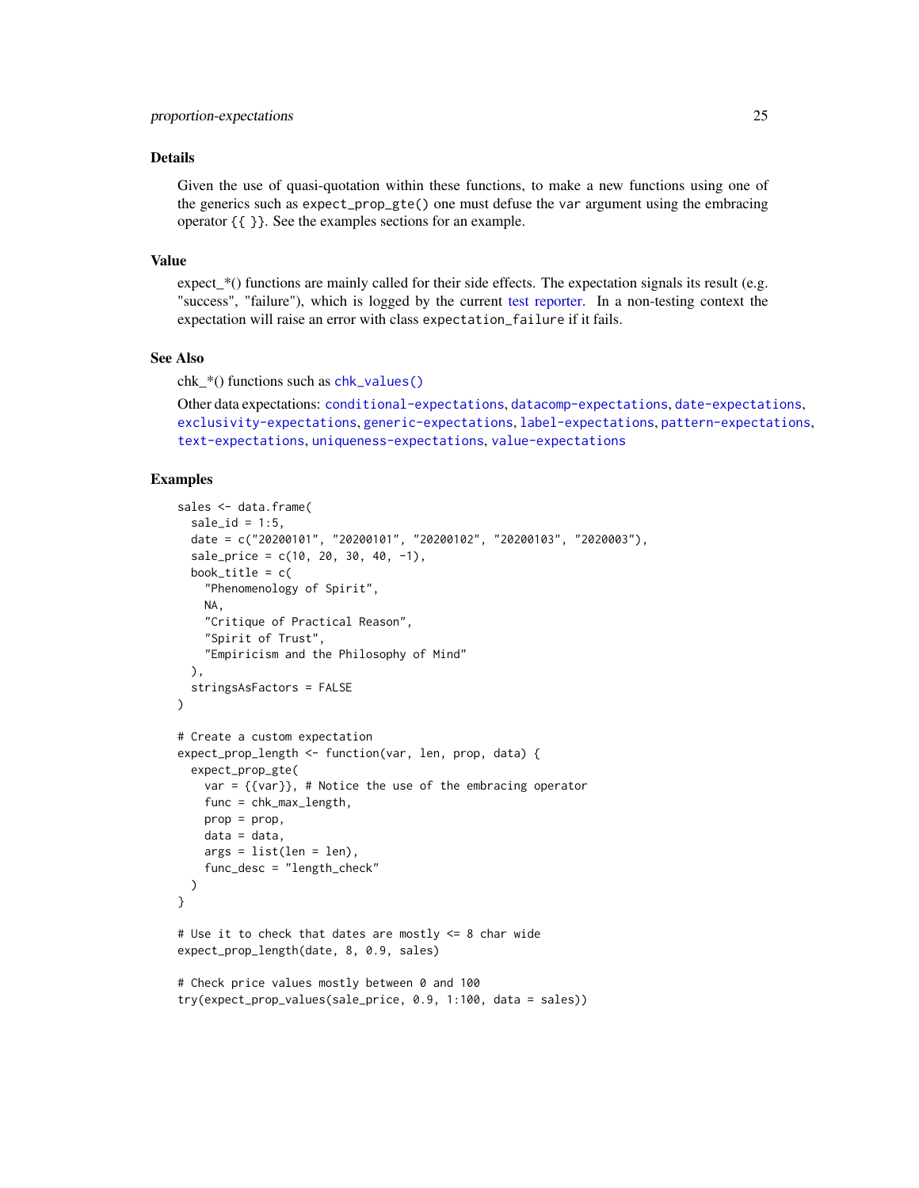## Details

Given the use of quasi-quotation within these functions, to make a new functions using one of the generics such as `expect_prop_gte()` one must defuse the `var` argument using the embracing operator `{{ }}`. See the examples sections for an example.

## Value

expect_*() functions are mainly called for their side effects. The expectation signals its result (e.g. "success", "failure"), which is logged by the current test reporter. In a non-testing context the expectation will raise an error with class `expectation_failure` if it fails.

## See Also

chk_*() functions such as `chk_values()`

Other data expectations: `conditional-expectations`, `datacomp-expectations`, `date-expectations`, `exclusivity-expectations`, `generic-expectations`, `label-expectations`, `pattern-expectations`, `text-expectations`, `uniqueness-expectations`, `value-expectations`

## Examples

```
sales <- data.frame(
  sale_id = 1:5,
  date = c("20200101", "20200101", "20200102", "20200103", "2020003"),
  sale_price = c(10, 20, 30, 40, -1),
  book_title = c(
    "Phenomenology of Spirit",
    NA,
    "Critique of Practical Reason",
    "Spirit of Trust",
    "Empiricism and the Philosophy of Mind"
  ),
  stringsAsFactors = FALSE
)

# Create a custom expectation
expect_prop_length <- function(var, len, prop, data) {
  expect_prop_gte(
    var = {{var}}, # Notice the use of the embracing operator
    func = chk_max_length,
    prop = prop,
    data = data,
    args = list(len = len),
    func_desc = "length_check"
  )
}

# Use it to check that dates are mostly <= 8 char wide
expect_prop_length(date, 8, 0.9, sales)

# Check price values mostly between 0 and 100
try(expect_prop_values(sale_price, 0.9, 1:100, data = sales))
```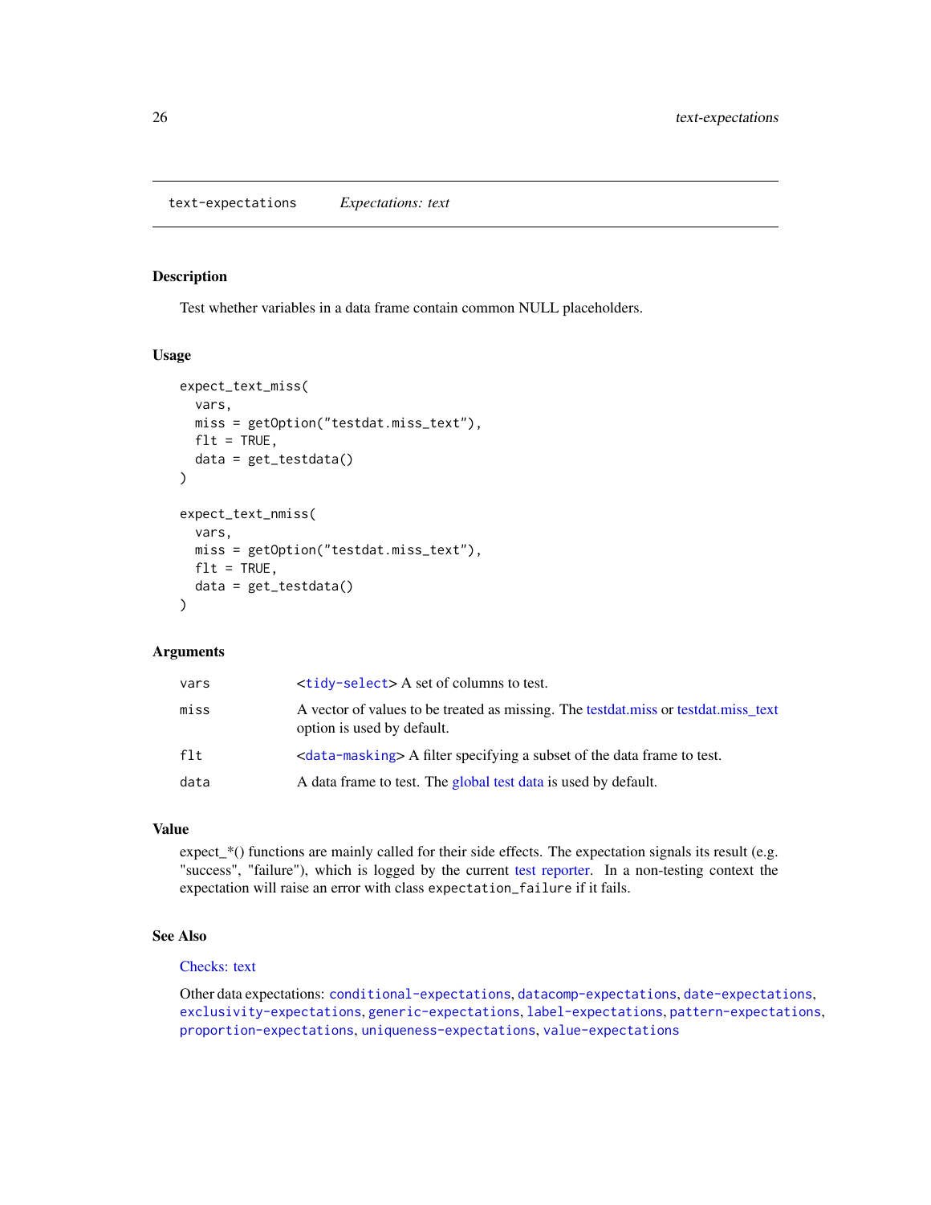text-expectations *Expectations: text*

## Description

Test whether variables in a data frame contain common NULL placeholders.

## Usage

```
expect_text_miss(
  vars,
  miss = getOption("testdat.miss_text"),
  flt = TRUE,
  data = get_testdata()
)

expect_text_nmiss(
  vars,
  miss = getOption("testdat.miss_text"),
  flt = TRUE,
  data = get_testdata()
)
```

## Arguments

| | |
|---|---|
| vars | <tidy-select> A set of columns to test. |
| miss | A vector of values to be treated as missing. The testdat.miss or testdat.miss_text option is used by default. |
| flt | <data-masking> A filter specifying a subset of the data frame to test. |
| data | A data frame to test. The global test data is used by default. |

## Value

expect_*() functions are mainly called for their side effects. The expectation signals its result (e.g. "success", "failure"), which is logged by the current test reporter. In a non-testing context the expectation will raise an error with class expectation_failure if it fails.

## See Also

Checks: text

Other data expectations: conditional-expectations, datacomp-expectations, date-expectations, exclusivity-expectations, generic-expectations, label-expectations, pattern-expectations, proportion-expectations, uniqueness-expectations, value-expectations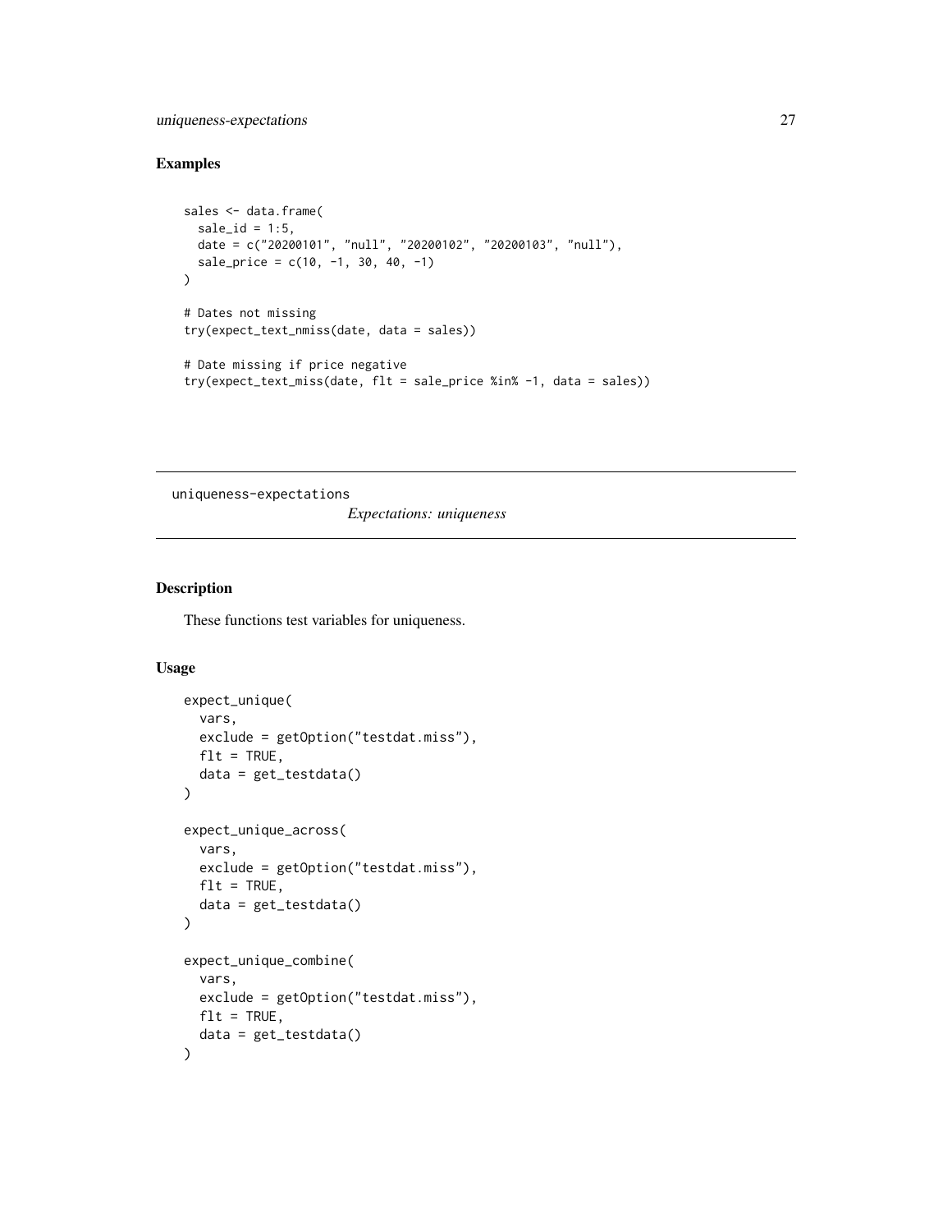### Examples

```
sales <- data.frame(
  sale_id = 1:5,
  date = c("20200101", "null", "20200102", "20200103", "null"),
  sale_price = c(10, -1, 30, 40, -1)
)

# Dates not missing
try(expect_text_nmiss(date, data = sales))

# Date missing if price negative
try(expect_text_miss(date, flt = sale_price %in% -1, data = sales))
```

---

## uniqueness-expectations

*Expectations: uniqueness*

---

### Description

These functions test variables for uniqueness.

### Usage

```
expect_unique(
  vars,
  exclude = getOption("testdat.miss"),
  flt = TRUE,
  data = get_testdata()
)

expect_unique_across(
  vars,
  exclude = getOption("testdat.miss"),
  flt = TRUE,
  data = get_testdata()
)

expect_unique_combine(
  vars,
  exclude = getOption("testdat.miss"),
  flt = TRUE,
  data = get_testdata()
)
```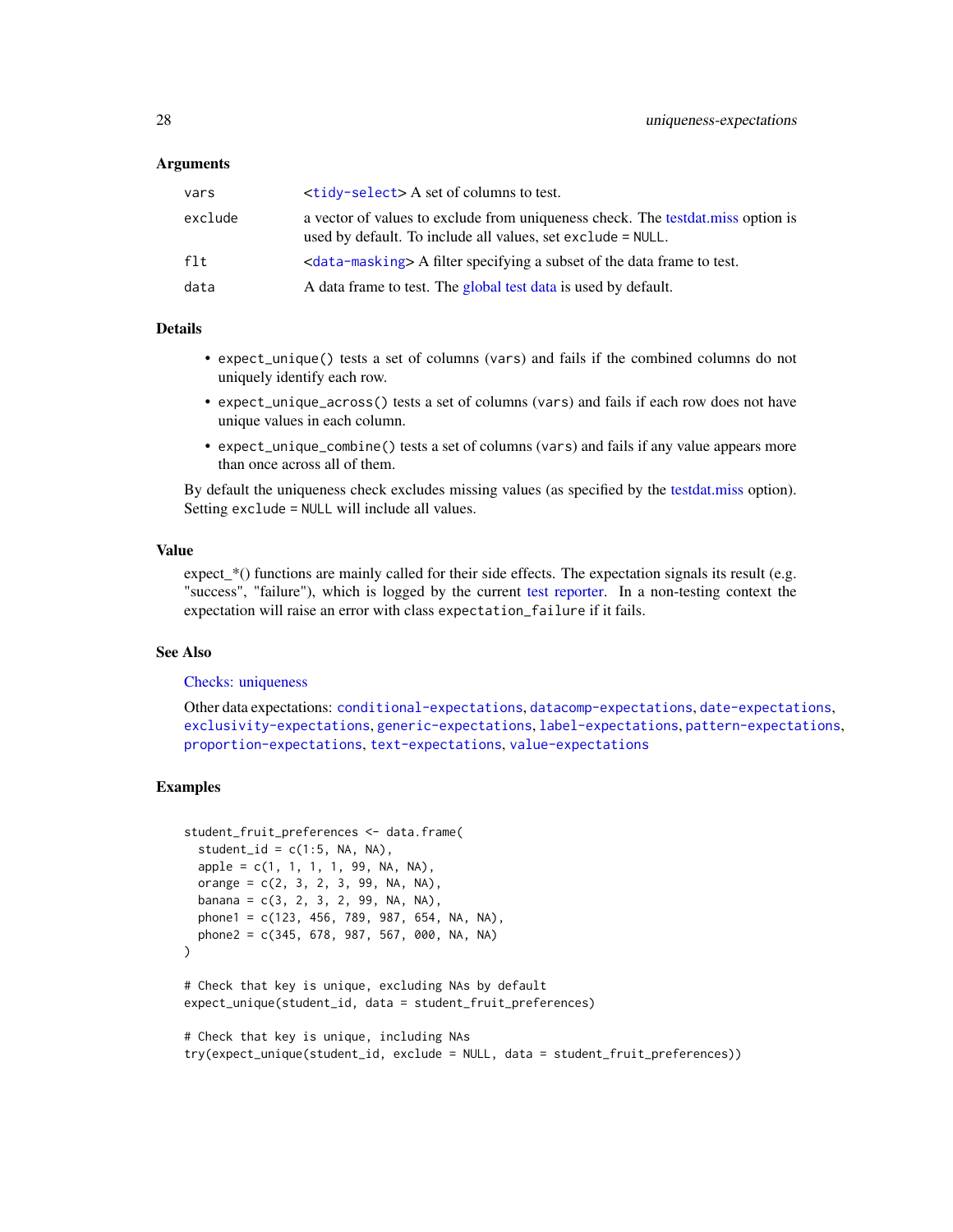### Arguments

| | |
|---|---|
| `vars` | <`tidy-select`> A set of columns to test. |
| `exclude` | a vector of values to exclude from uniqueness check. The testdat.miss option is used by default. To include all values, set `exclude = NULL`. |
| `flt` | <`data-masking`> A filter specifying a subset of the data frame to test. |
| `data` | A data frame to test. The global test data is used by default. |

### Details

- `expect_unique()` tests a set of columns (`vars`) and fails if the combined columns do not uniquely identify each row.
- `expect_unique_across()` tests a set of columns (`vars`) and fails if each row does not have unique values in each column.
- `expect_unique_combine()` tests a set of columns (`vars`) and fails if any value appears more than once across all of them.

By default the uniqueness check excludes missing values (as specified by the testdat.miss option). Setting `exclude = NULL` will include all values.

### Value

expect_*() functions are mainly called for their side effects. The expectation signals its result (e.g. "success", "failure"), which is logged by the current test reporter. In a non-testing context the expectation will raise an error with class `expectation_failure` if it fails.

### See Also

Checks: uniqueness

Other data expectations: `conditional-expectations`, `datacomp-expectations`, `date-expectations`, `exclusivity-expectations`, `generic-expectations`, `label-expectations`, `pattern-expectations`, `proportion-expectations`, `text-expectations`, `value-expectations`

### Examples

```
student_fruit_preferences <- data.frame(
  student_id = c(1:5, NA, NA),
  apple = c(1, 1, 1, 1, 99, NA, NA),
  orange = c(2, 3, 2, 3, 99, NA, NA),
  banana = c(3, 2, 3, 2, 99, NA, NA),
  phone1 = c(123, 456, 789, 987, 654, NA, NA),
  phone2 = c(345, 678, 987, 567, 000, NA, NA)
)

# Check that key is unique, excluding NAs by default
expect_unique(student_id, data = student_fruit_preferences)

# Check that key is unique, including NAs
try(expect_unique(student_id, exclude = NULL, data = student_fruit_preferences))
```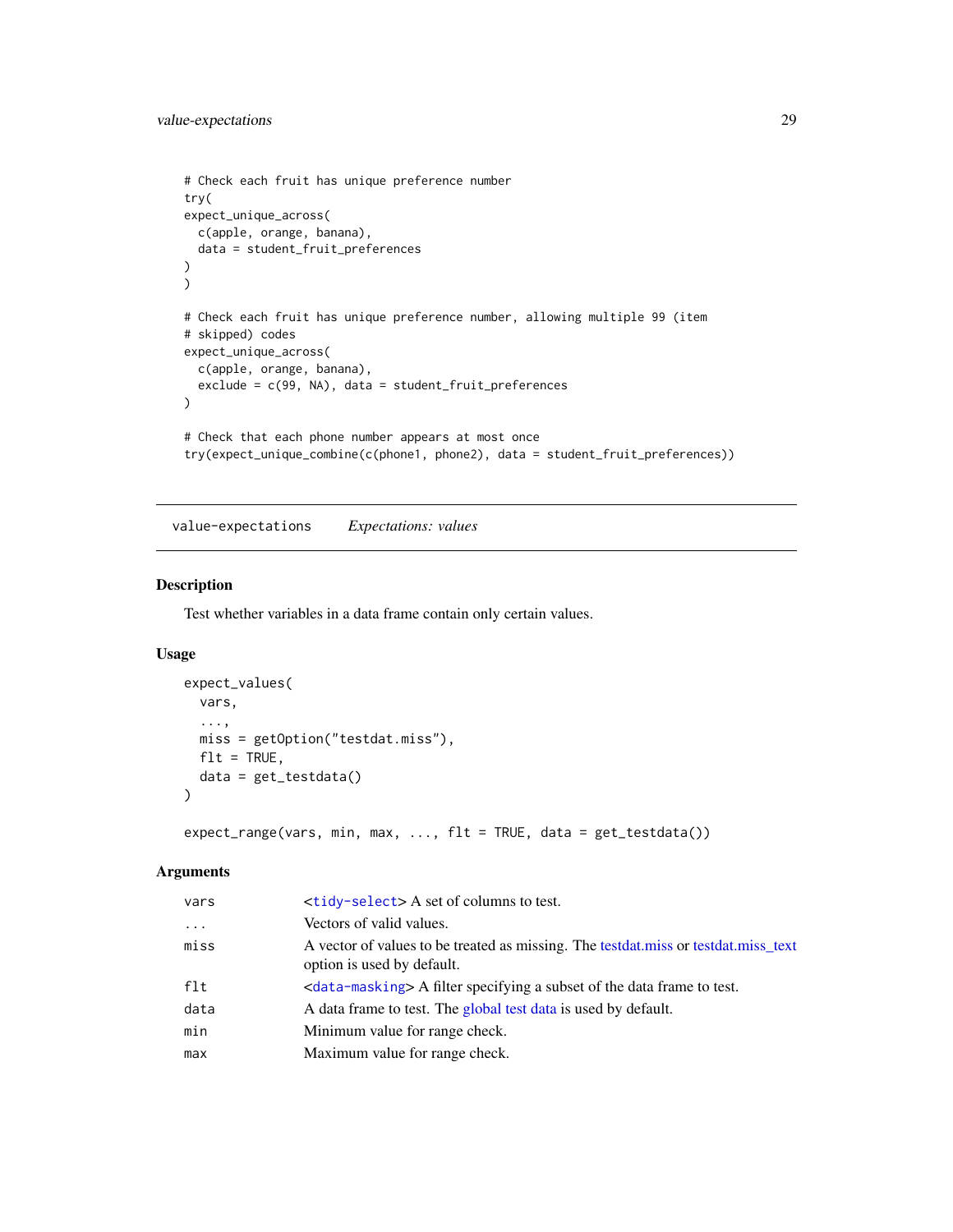```
# Check each fruit has unique preference number
try(
expect_unique_across(
  c(apple, orange, banana),
  data = student_fruit_preferences
)
)

# Check each fruit has unique preference number, allowing multiple 99 (item
# skipped) codes
expect_unique_across(
  c(apple, orange, banana),
  exclude = c(99, NA), data = student_fruit_preferences
)

# Check that each phone number appears at most once
try(expect_unique_combine(c(phone1, phone2), data = student_fruit_preferences))
```

---

## value-expectations *Expectations: values*

---

### Description

Test whether variables in a data frame contain only certain values.

### Usage

```
expect_values(
  vars,
  ...,
  miss = getOption("testdat.miss"),
  flt = TRUE,
  data = get_testdata()
)

expect_range(vars, min, max, ..., flt = TRUE, data = get_testdata())
```

### Arguments

| | |
|---|---|
| vars | <tidy-select> A set of columns to test. |
| ... | Vectors of valid values. |
| miss | A vector of values to be treated as missing. The testdat.miss or testdat.miss_text option is used by default. |
| flt | <data-masking> A filter specifying a subset of the data frame to test. |
| data | A data frame to test. The global test data is used by default. |
| min | Minimum value for range check. |
| max | Maximum value for range check. |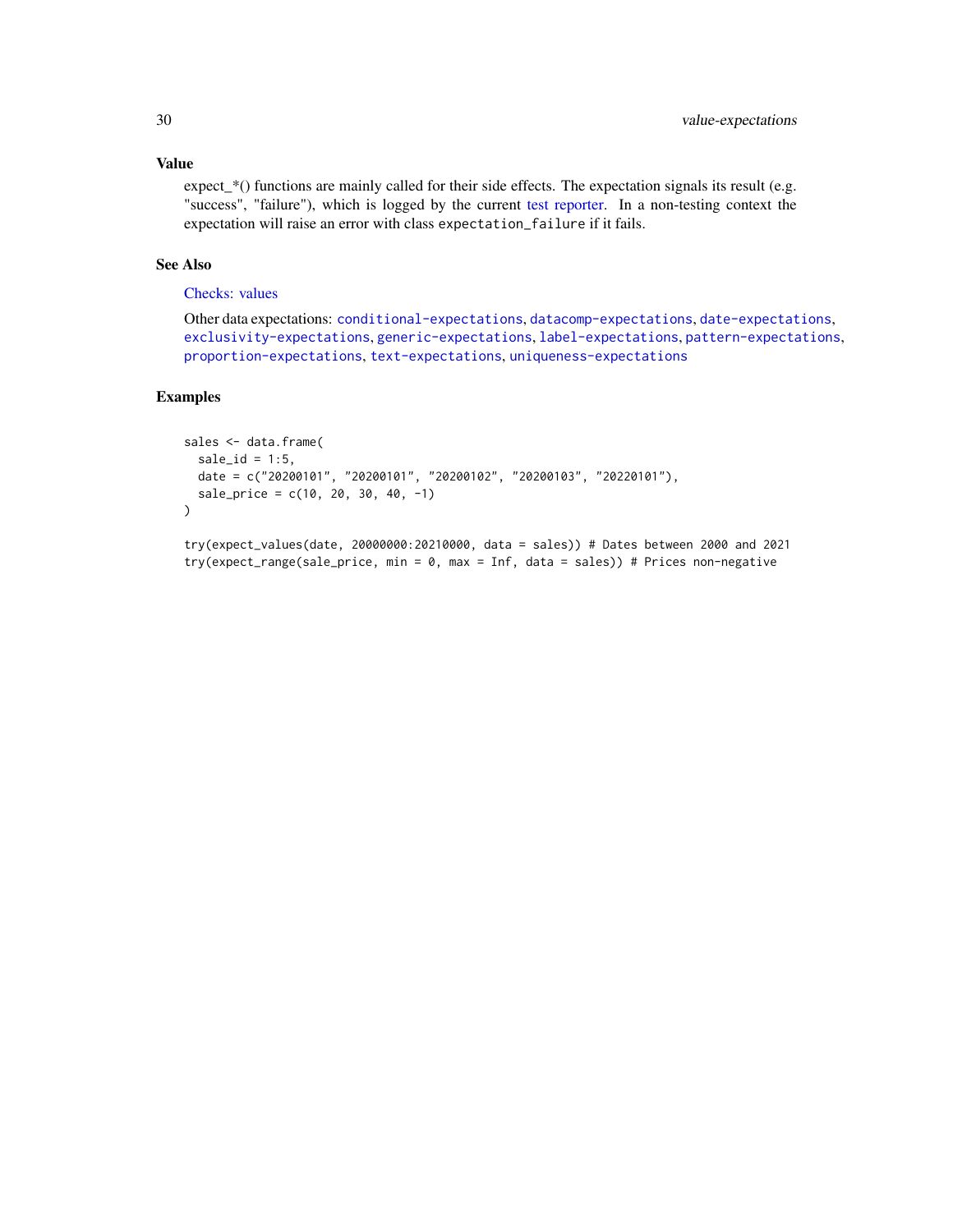## Value

expect_*() functions are mainly called for their side effects. The expectation signals its result (e.g. "success", "failure"), which is logged by the current test reporter. In a non-testing context the expectation will raise an error with class `expectation_failure` if it fails.

## See Also

Checks: values

Other data expectations: `conditional-expectations`, `datacomp-expectations`, `date-expectations`, `exclusivity-expectations`, `generic-expectations`, `label-expectations`, `pattern-expectations`, `proportion-expectations`, `text-expectations`, `uniqueness-expectations`

## Examples

```
sales <- data.frame(
  sale_id = 1:5,
  date = c("20200101", "20200101", "20200102", "20200103", "20220101"),
  sale_price = c(10, 20, 30, 40, -1)
)

try(expect_values(date, 20000000:20210000, data = sales)) # Dates between 2000 and 2021
try(expect_range(sale_price, min = 0, max = Inf, data = sales)) # Prices non-negative
```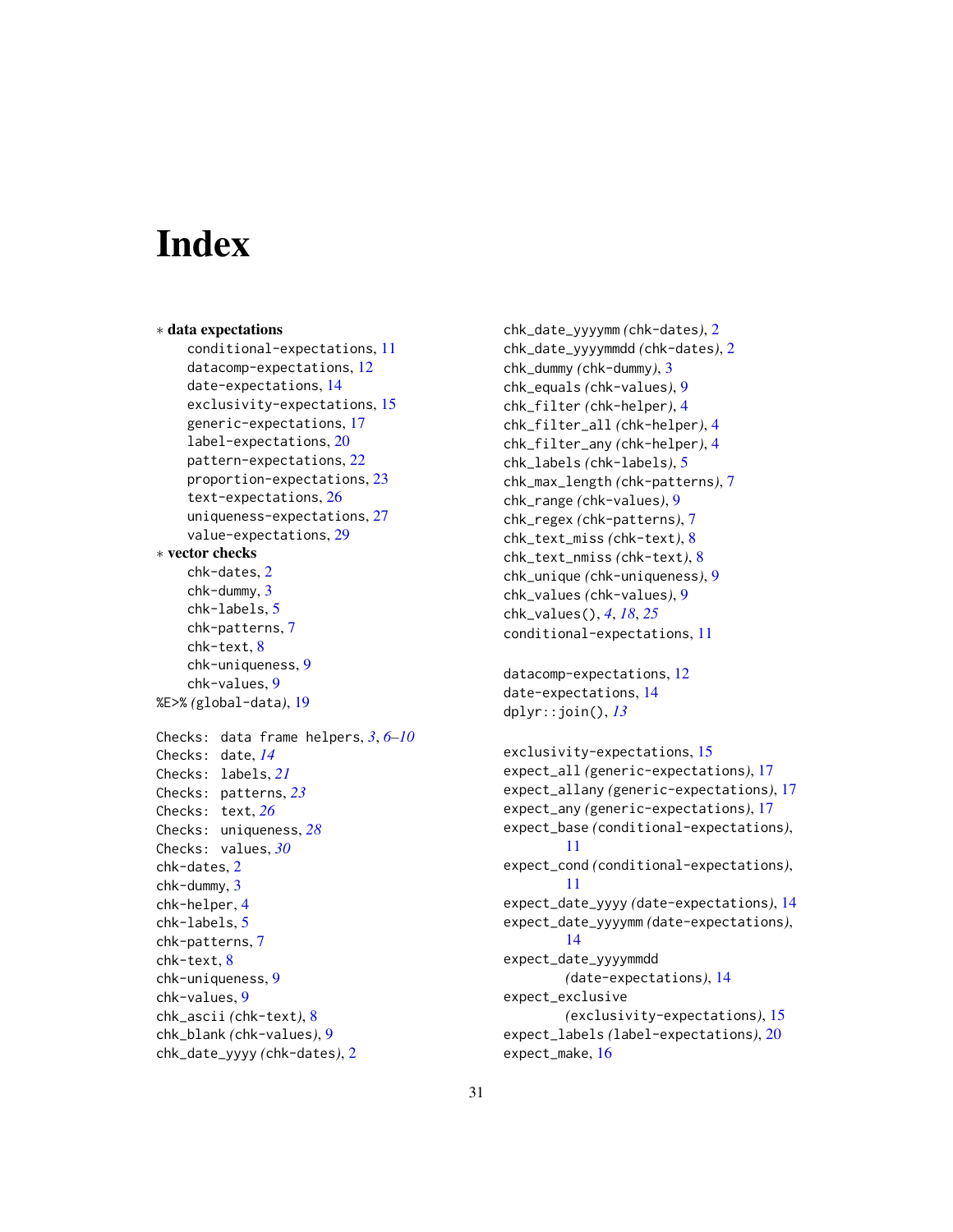# Index

∗ **data expectations**
- conditional-expectations, 11
- datacomp-expectations, 12
- date-expectations, 14
- exclusivity-expectations, 15
- generic-expectations, 17
- label-expectations, 20
- pattern-expectations, 22
- proportion-expectations, 23
- text-expectations, 26
- uniqueness-expectations, 27
- value-expectations, 29

∗ **vector checks**
- chk-dates, 2
- chk-dummy, 3
- chk-labels, 5
- chk-patterns, 7
- chk-text, 8
- chk-uniqueness, 9
- chk-values, 9

%E>% *(global-data)*, 19

Checks: data frame helpers, 3, *6–10*
Checks: date, *14*
Checks: labels, *21*
Checks: patterns, *23*
Checks: text, *26*
Checks: uniqueness, *28*
Checks: values, *30*
chk-dates, 2
chk-dummy, 3
chk-helper, 4
chk-labels, 5
chk-patterns, 7
chk-text, 8
chk-uniqueness, 9
chk-values, 9
chk_ascii *(chk-text)*, 8
chk_blank *(chk-values)*, 9
chk_date_yyyy *(chk-dates)*, 2
chk_date_yyyymm *(chk-dates)*, 2
chk_date_yyyymmdd *(chk-dates)*, 2
chk_dummy *(chk-dummy)*, 3
chk_equals *(chk-values)*, 9
chk_filter *(chk-helper)*, 4
chk_filter_all *(chk-helper)*, 4
chk_filter_any *(chk-helper)*, 4
chk_labels *(chk-labels)*, 5
chk_max_length *(chk-patterns)*, 7
chk_range *(chk-values)*, 9
chk_regex *(chk-patterns)*, 7
chk_text_miss *(chk-text)*, 8
chk_text_nmiss *(chk-text)*, 8
chk_unique *(chk-uniqueness)*, 9
chk_values *(chk-values)*, 9
chk_values(), *4*, *18*, *25*
conditional-expectations, 11

datacomp-expectations, 12
date-expectations, 14
dplyr::join(), *13*

exclusivity-expectations, 15
expect_all *(generic-expectations)*, 17
expect_allany *(generic-expectations)*, 17
expect_any *(generic-expectations)*, 17
expect_base *(conditional-expectations)*, 11
expect_cond *(conditional-expectations)*, 11
expect_date_yyyy *(date-expectations)*, 14
expect_date_yyyymm *(date-expectations)*, 14
expect_date_yyyymmdd *(date-expectations)*, 14
expect_exclusive *(exclusivity-expectations)*, 15
expect_labels *(label-expectations)*, 20
expect_make, 16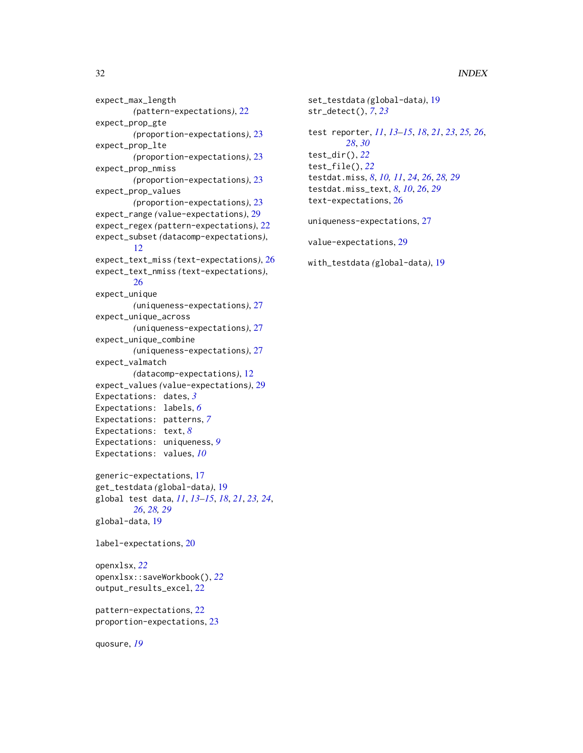expect_max_length
(pattern-expectations), 22
expect_prop_gte
(proportion-expectations), 23
expect_prop_lte
(proportion-expectations), 23
expect_prop_nmiss
(proportion-expectations), 23
expect_prop_values
(proportion-expectations), 23
expect_range (value-expectations), 29
expect_regex (pattern-expectations), 22
expect_subset (datacomp-expectations), 12
expect_text_miss (text-expectations), 26
expect_text_nmiss (text-expectations), 26
expect_unique
(uniqueness-expectations), 27
expect_unique_across
(uniqueness-expectations), 27
expect_unique_combine
(uniqueness-expectations), 27
expect_valmatch
(datacomp-expectations), 12
expect_values (value-expectations), 29
Expectations: dates, *3*
Expectations: labels, *6*
Expectations: patterns, *7*
Expectations: text, *8*
Expectations: uniqueness, *9*
Expectations: values, *10*

generic-expectations, 17
get_testdata (global-data), 19
global test data, *11*, *13–15*, *18*, *21*, *23, 24*, *26*, *28, 29*
global-data, 19

label-expectations, 20

openxlsx, *22*
openxlsx::saveWorkbook(), *22*
output_results_excel, 22

pattern-expectations, 22
proportion-expectations, 23

quosure, *19*

set_testdata (global-data), 19
str_detect(), *7*, *23*

test reporter, *11*, *13–15*, *18*, *21*, *23*, *25, 26*, *28*, *30*
test_dir(), *22*
test_file(), *22*
testdat.miss, *8*, *10, 11*, *24*, *26*, *28, 29*
testdat.miss_text, *8*, *10*, *26*, *29*
text-expectations, 26

uniqueness-expectations, 27

value-expectations, 29

with_testdata (global-data), 19